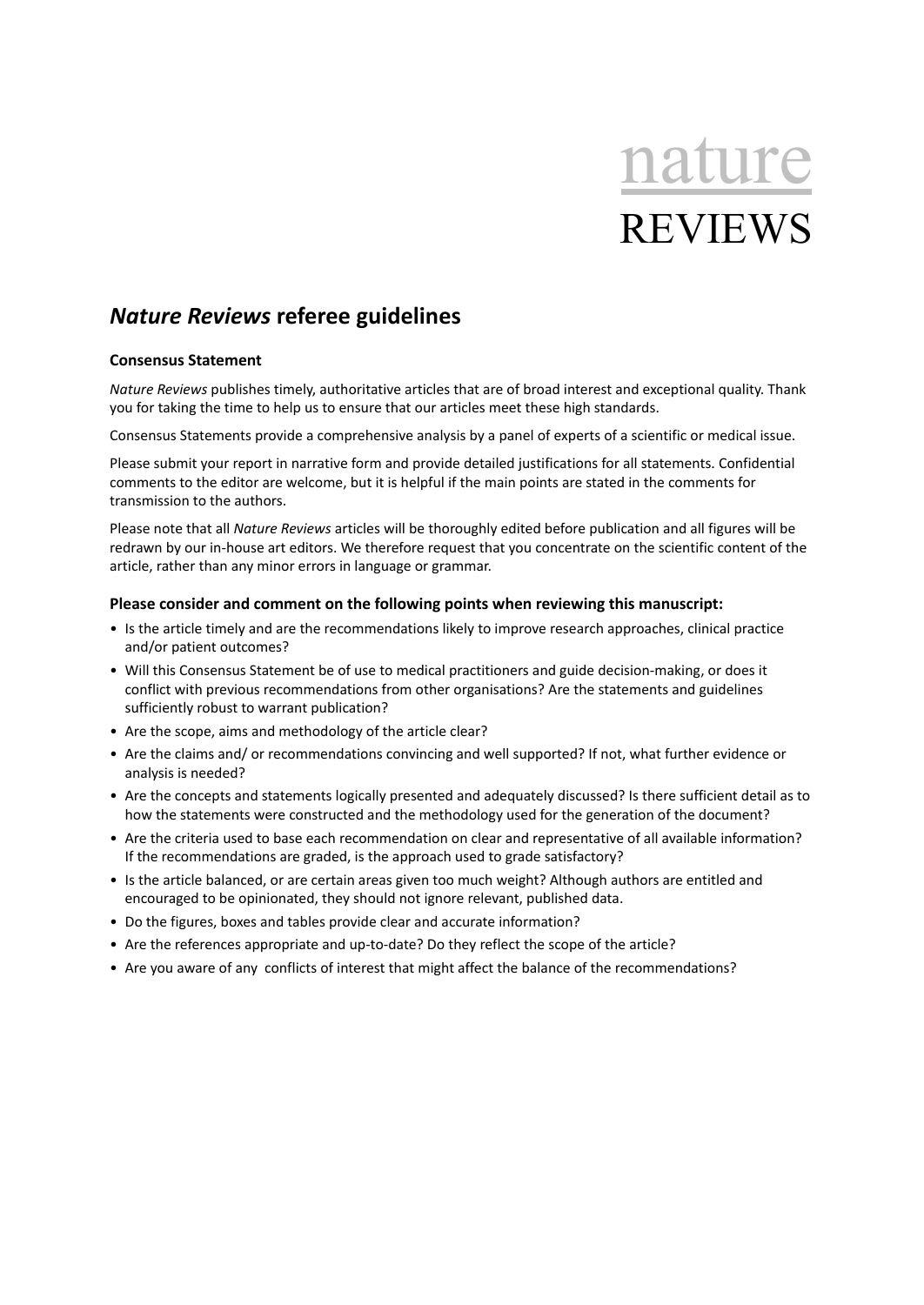nature
REVIEWS

# *Nature Reviews* referee guidelines

### Consensus Statement

*Nature Reviews* publishes timely, authoritative articles that are of broad interest and exceptional quality. Thank you for taking the time to help us to ensure that our articles meet these high standards.

Consensus Statements provide a comprehensive analysis by a panel of experts of a scientific or medical issue.

Please submit your report in narrative form and provide detailed justifications for all statements. Confidential comments to the editor are welcome, but it is helpful if the main points are stated in the comments for transmission to the authors.

Please note that all *Nature Reviews* articles will be thoroughly edited before publication and all figures will be redrawn by our in-house art editors. We therefore request that you concentrate on the scientific content of the article, rather than any minor errors in language or grammar.

### Please consider and comment on the following points when reviewing this manuscript:

- Is the article timely and are the recommendations likely to improve research approaches, clinical practice and/or patient outcomes?
- Will this Consensus Statement be of use to medical practitioners and guide decision-making, or does it conflict with previous recommendations from other organisations? Are the statements and guidelines sufficiently robust to warrant publication?
- Are the scope, aims and methodology of the article clear?
- Are the claims and/ or recommendations convincing and well supported? If not, what further evidence or analysis is needed?
- Are the concepts and statements logically presented and adequately discussed? Is there sufficient detail as to how the statements were constructed and the methodology used for the generation of the document?
- Are the criteria used to base each recommendation on clear and representative of all available information? If the recommendations are graded, is the approach used to grade satisfactory?
- Is the article balanced, or are certain areas given too much weight? Although authors are entitled and encouraged to be opinionated, they should not ignore relevant, published data.
- Do the figures, boxes and tables provide clear and accurate information?
- Are the references appropriate and up-to-date? Do they reflect the scope of the article?
- Are you aware of any conflicts of interest that might affect the balance of the recommendations?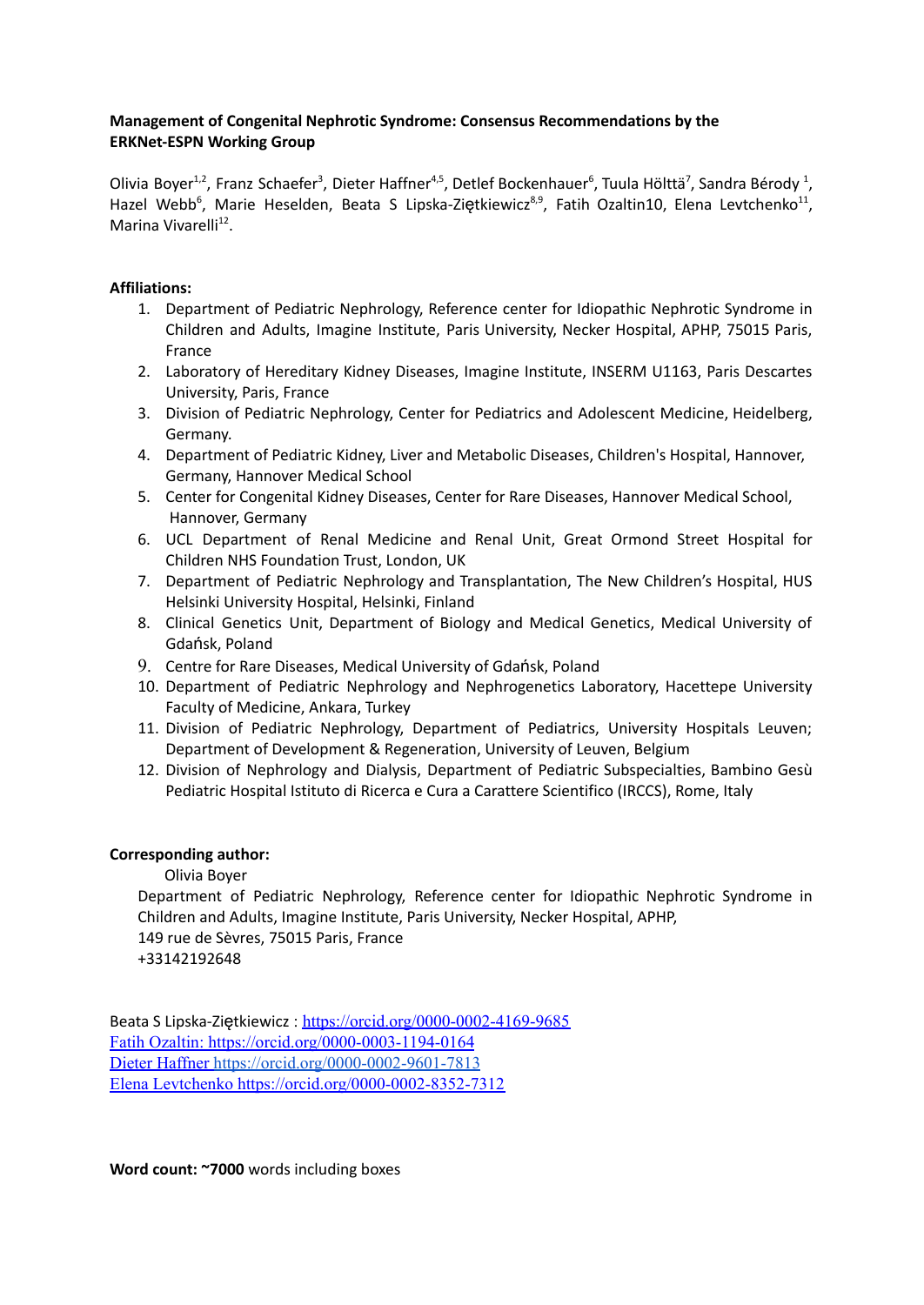**Management of Congenital Nephrotic Syndrome: Consensus Recommendations by the ERKNet-ESPN Working Group**

Olivia Boyer[1,2], Franz Schaefer[3], Dieter Haffner[4,5], Detlef Bockenhauer[6], Tuula Hölttä[7], Sandra Bérody [1], Hazel Webb[6], Marie Heselden, Beata S Lipska-Ziętkiewicz[8,9], Fatih Ozaltin10, Elena Levtchenko[11], Marina Vivarelli[12].

**Affiliations:**

1. Department of Pediatric Nephrology, Reference center for Idiopathic Nephrotic Syndrome in Children and Adults, Imagine Institute, Paris University, Necker Hospital, APHP, 75015 Paris, France
2. Laboratory of Hereditary Kidney Diseases, Imagine Institute, INSERM U1163, Paris Descartes University, Paris, France
3. Division of Pediatric Nephrology, Center for Pediatrics and Adolescent Medicine, Heidelberg, Germany.
4. Department of Pediatric Kidney, Liver and Metabolic Diseases, Children's Hospital, Hannover, Germany, Hannover Medical School
5. Center for Congenital Kidney Diseases, Center for Rare Diseases, Hannover Medical School, Hannover, Germany
6. UCL Department of Renal Medicine and Renal Unit, Great Ormond Street Hospital for Children NHS Foundation Trust, London, UK
7. Department of Pediatric Nephrology and Transplantation, The New Children's Hospital, HUS Helsinki University Hospital, Helsinki, Finland
8. Clinical Genetics Unit, Department of Biology and Medical Genetics, Medical University of Gdańsk, Poland
9. Centre for Rare Diseases, Medical University of Gdańsk, Poland
10. Department of Pediatric Nephrology and Nephrogenetics Laboratory, Hacettepe University Faculty of Medicine, Ankara, Turkey
11. Division of Pediatric Nephrology, Department of Pediatrics, University Hospitals Leuven; Department of Development & Regeneration, University of Leuven, Belgium
12. Division of Nephrology and Dialysis, Department of Pediatric Subspecialties, Bambino Gesù Pediatric Hospital Istituto di Ricerca e Cura a Carattere Scientifico (IRCCS), Rome, Italy

**Corresponding author:**

Olivia Boyer
Department of Pediatric Nephrology, Reference center for Idiopathic Nephrotic Syndrome in Children and Adults, Imagine Institute, Paris University, Necker Hospital, APHP,
149 rue de Sèvres, 75015 Paris, France
+33142192648

Beata S Lipska-Ziętkiewicz : https://orcid.org/0000-0002-4169-9685
Fatih Ozaltin: https://orcid.org/0000-0003-1194-0164
Dieter Haffner https://orcid.org/0000-0002-9601-7813
Elena Levtchenko https://orcid.org/0000-0002-8352-7312

**Word count: ~7000** words including boxes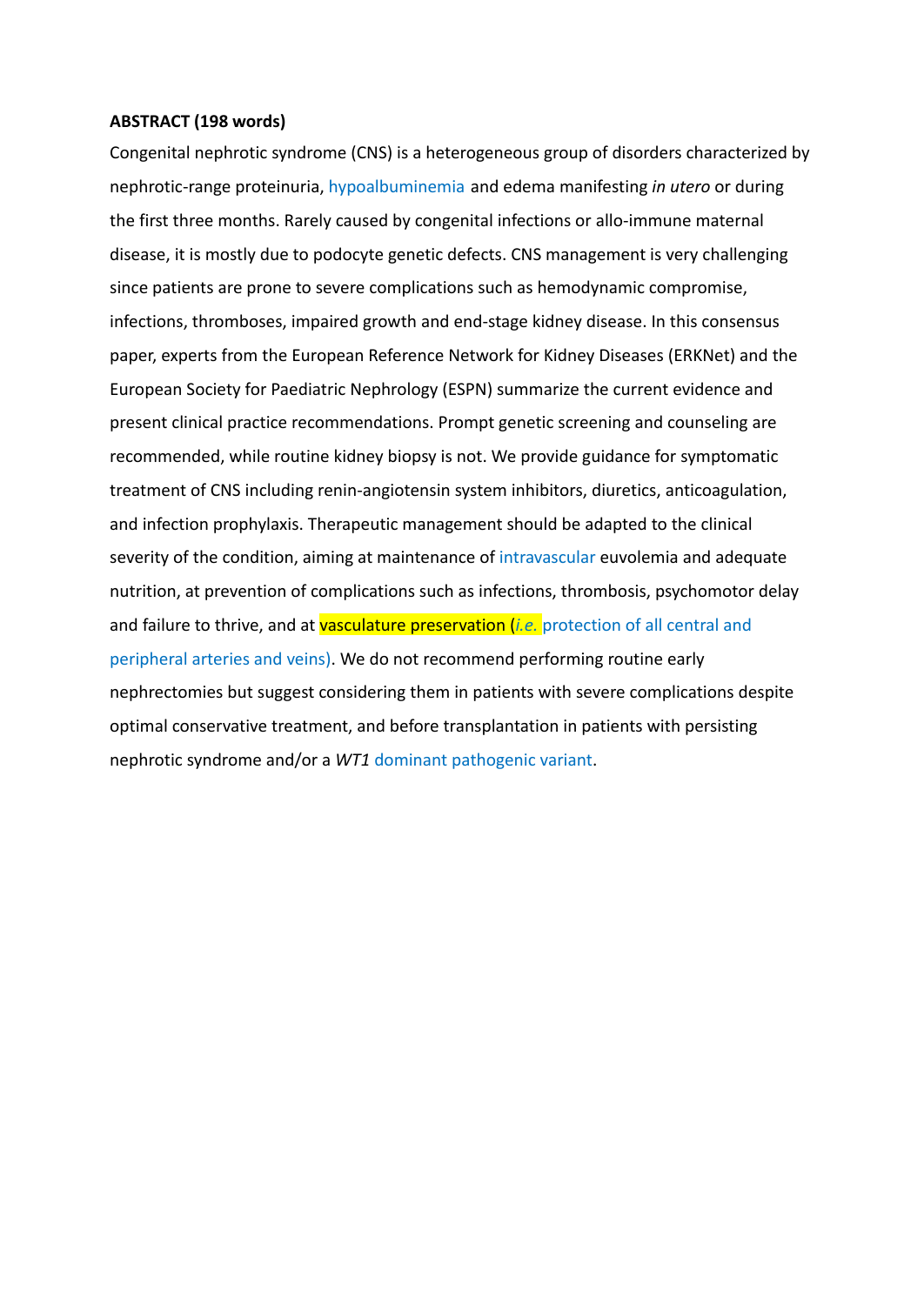**ABSTRACT (198 words)**

Congenital nephrotic syndrome (CNS) is a heterogeneous group of disorders characterized by nephrotic-range proteinuria, hypoalbuminemia and edema manifesting *in utero* or during the first three months. Rarely caused by congenital infections or allo-immune maternal disease, it is mostly due to podocyte genetic defects. CNS management is very challenging since patients are prone to severe complications such as hemodynamic compromise, infections, thromboses, impaired growth and end-stage kidney disease. In this consensus paper, experts from the European Reference Network for Kidney Diseases (ERKNet) and the European Society for Paediatric Nephrology (ESPN) summarize the current evidence and present clinical practice recommendations. Prompt genetic screening and counseling are recommended, while routine kidney biopsy is not. We provide guidance for symptomatic treatment of CNS including renin-angiotensin system inhibitors, diuretics, anticoagulation, and infection prophylaxis. Therapeutic management should be adapted to the clinical severity of the condition, aiming at maintenance of intravascular euvolemia and adequate nutrition, at prevention of complications such as infections, thrombosis, psychomotor delay and failure to thrive, and at vasculature preservation (*i.e.* protection of all central and peripheral arteries and veins). We do not recommend performing routine early nephrectomies but suggest considering them in patients with severe complications despite optimal conservative treatment, and before transplantation in patients with persisting nephrotic syndrome and/or a *WT1* dominant pathogenic variant.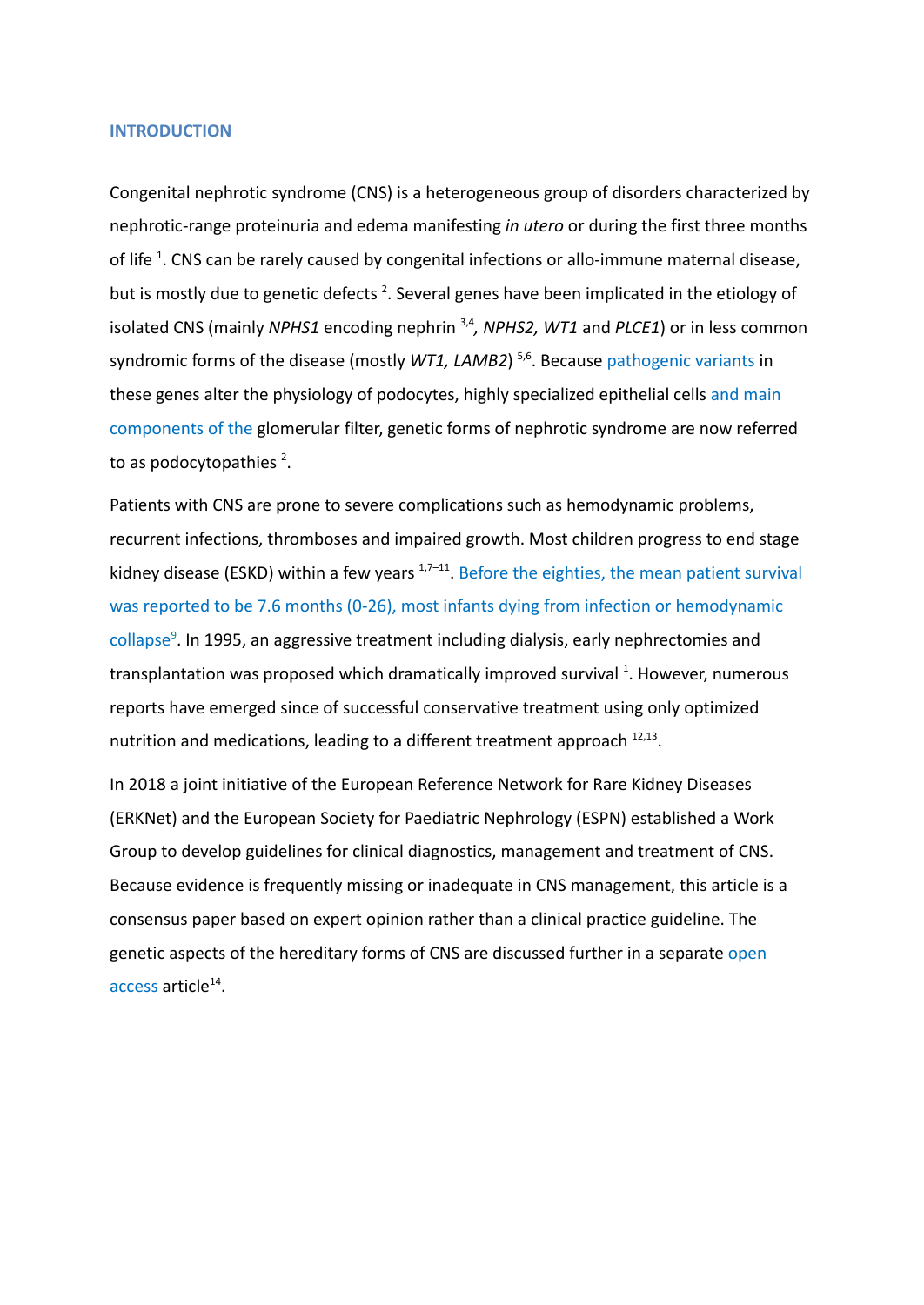## INTRODUCTION

Congenital nephrotic syndrome (CNS) is a heterogeneous group of disorders characterized by nephrotic-range proteinuria and edema manifesting *in utero* or during the first three months of life [1]. CNS can be rarely caused by congenital infections or allo-immune maternal disease, but is mostly due to genetic defects [2]. Several genes have been implicated in the etiology of isolated CNS (mainly *NPHS1* encoding nephrin [3,4], *NPHS2, WT1* and *PLCE1*) or in less common syndromic forms of the disease (mostly *WT1, LAMB2*) [5,6]. Because pathogenic variants in these genes alter the physiology of podocytes, highly specialized epithelial cells and main components of the glomerular filter, genetic forms of nephrotic syndrome are now referred to as podocytopathies [2].

Patients with CNS are prone to severe complications such as hemodynamic problems, recurrent infections, thromboses and impaired growth. Most children progress to end stage kidney disease (ESKD) within a few years [1,7–11]. Before the eighties, the mean patient survival was reported to be 7.6 months (0-26), most infants dying from infection or hemodynamic collapse[9]. In 1995, an aggressive treatment including dialysis, early nephrectomies and transplantation was proposed which dramatically improved survival [1]. However, numerous reports have emerged since of successful conservative treatment using only optimized nutrition and medications, leading to a different treatment approach [12,13].

In 2018 a joint initiative of the European Reference Network for Rare Kidney Diseases (ERKNet) and the European Society for Paediatric Nephrology (ESPN) established a Work Group to develop guidelines for clinical diagnostics, management and treatment of CNS. Because evidence is frequently missing or inadequate in CNS management, this article is a consensus paper based on expert opinion rather than a clinical practice guideline. The genetic aspects of the hereditary forms of CNS are discussed further in a separate open access article[14].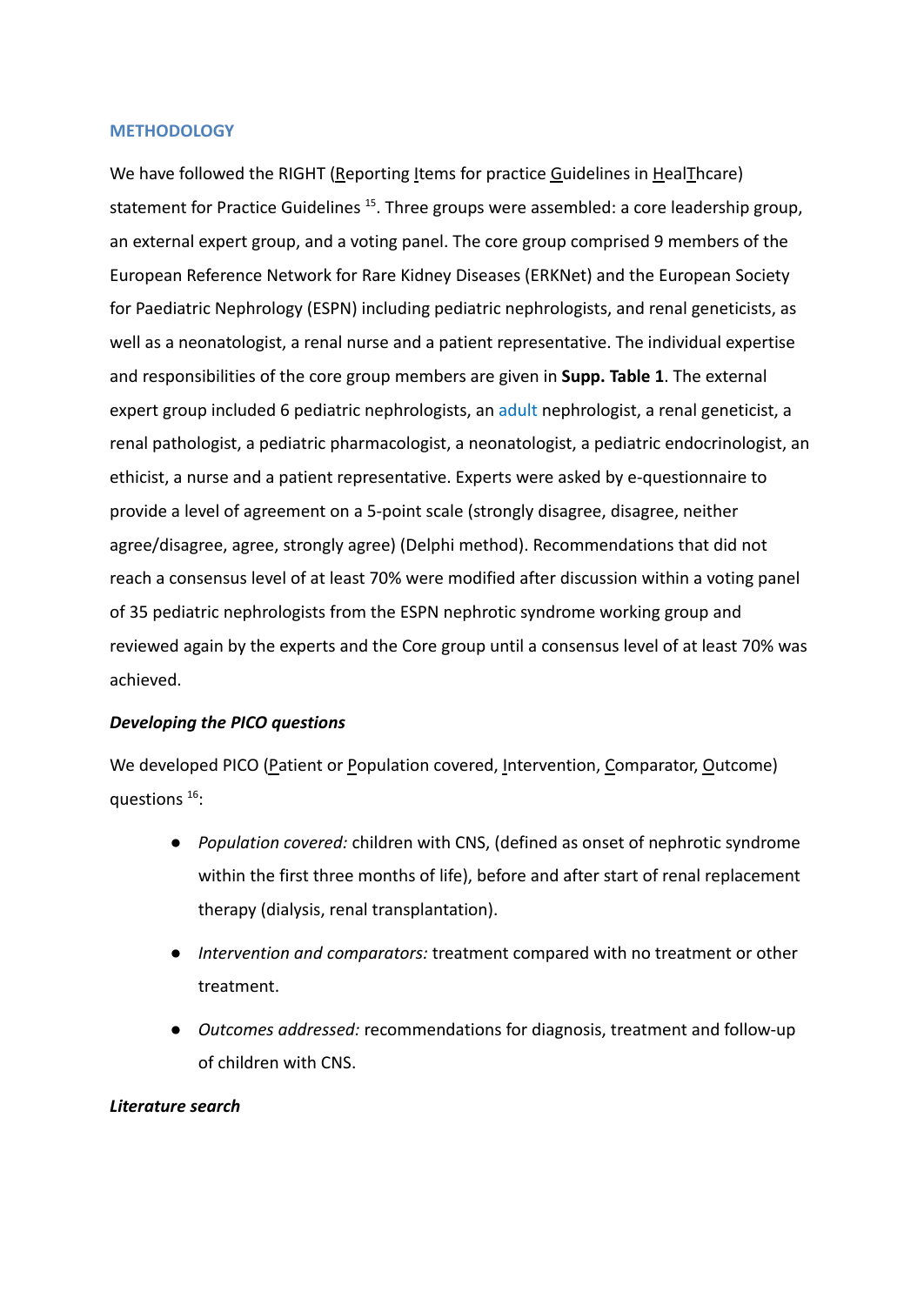## METHODOLOGY

We have followed the RIGHT (Reporting Items for practice Guidelines in HealThcare) statement for Practice Guidelines [15]. Three groups were assembled: a core leadership group, an external expert group, and a voting panel. The core group comprised 9 members of the European Reference Network for Rare Kidney Diseases (ERKNet) and the European Society for Paediatric Nephrology (ESPN) including pediatric nephrologists, and renal geneticists, as well as a neonatologist, a renal nurse and a patient representative. The individual expertise and responsibilities of the core group members are given in **Supp. Table 1**. The external expert group included 6 pediatric nephrologists, an adult nephrologist, a renal geneticist, a renal pathologist, a pediatric pharmacologist, a neonatologist, a pediatric endocrinologist, an ethicist, a nurse and a patient representative. Experts were asked by e-questionnaire to provide a level of agreement on a 5-point scale (strongly disagree, disagree, neither agree/disagree, agree, strongly agree) (Delphi method). Recommendations that did not reach a consensus level of at least 70% were modified after discussion within a voting panel of 35 pediatric nephrologists from the ESPN nephrotic syndrome working group and reviewed again by the experts and the Core group until a consensus level of at least 70% was achieved.

### *Developing the PICO questions*

We developed PICO (Patient or Population covered, Intervention, Comparator, Outcome) questions [16]:

- *Population covered:* children with CNS, (defined as onset of nephrotic syndrome within the first three months of life), before and after start of renal replacement therapy (dialysis, renal transplantation).
- *Intervention and comparators:* treatment compared with no treatment or other treatment.
- *Outcomes addressed:* recommendations for diagnosis, treatment and follow-up of children with CNS.

### *Literature search*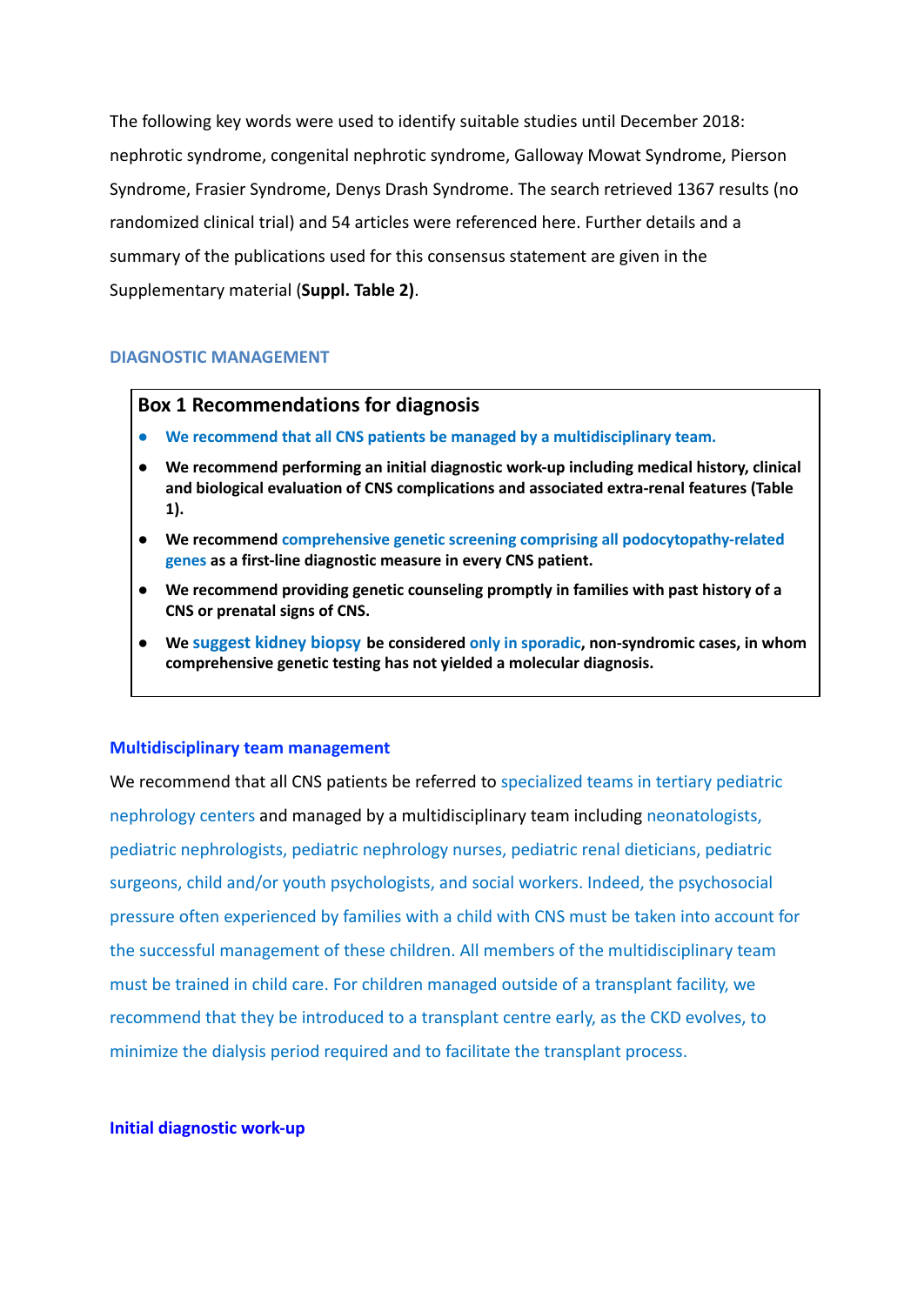The following key words were used to identify suitable studies until December 2018: nephrotic syndrome, congenital nephrotic syndrome, Galloway Mowat Syndrome, Pierson Syndrome, Frasier Syndrome, Denys Drash Syndrome. The search retrieved 1367 results (no randomized clinical trial) and 54 articles were referenced here. Further details and a summary of the publications used for this consensus statement are given in the Supplementary material (**Suppl. Table 2)**.

## DIAGNOSTIC MANAGEMENT

**Box 1 Recommendations for diagnosis**

- **We recommend that all CNS patients be managed by a multidisciplinary team.**
- **We recommend performing an initial diagnostic work-up including medical history, clinical and biological evaluation of CNS complications and associated extra-renal features (Table 1).**
- **We recommend comprehensive genetic screening comprising all podocytopathy-related genes as a first-line diagnostic measure in every CNS patient.**
- **We recommend providing genetic counseling promptly in families with past history of a CNS or prenatal signs of CNS.**
- **We suggest kidney biopsy be considered only in sporadic, non-syndromic cases, in whom comprehensive genetic testing has not yielded a molecular diagnosis.**

### Multidisciplinary team management

We recommend that all CNS patients be referred to specialized teams in tertiary pediatric nephrology centers and managed by a multidisciplinary team including neonatologists, pediatric nephrologists, pediatric nephrology nurses, pediatric renal dieticians, pediatric surgeons, child and/or youth psychologists, and social workers. Indeed, the psychosocial pressure often experienced by families with a child with CNS must be taken into account for the successful management of these children. All members of the multidisciplinary team must be trained in child care. For children managed outside of a transplant facility, we recommend that they be introduced to a transplant centre early, as the CKD evolves, to minimize the dialysis period required and to facilitate the transplant process.

### Initial diagnostic work-up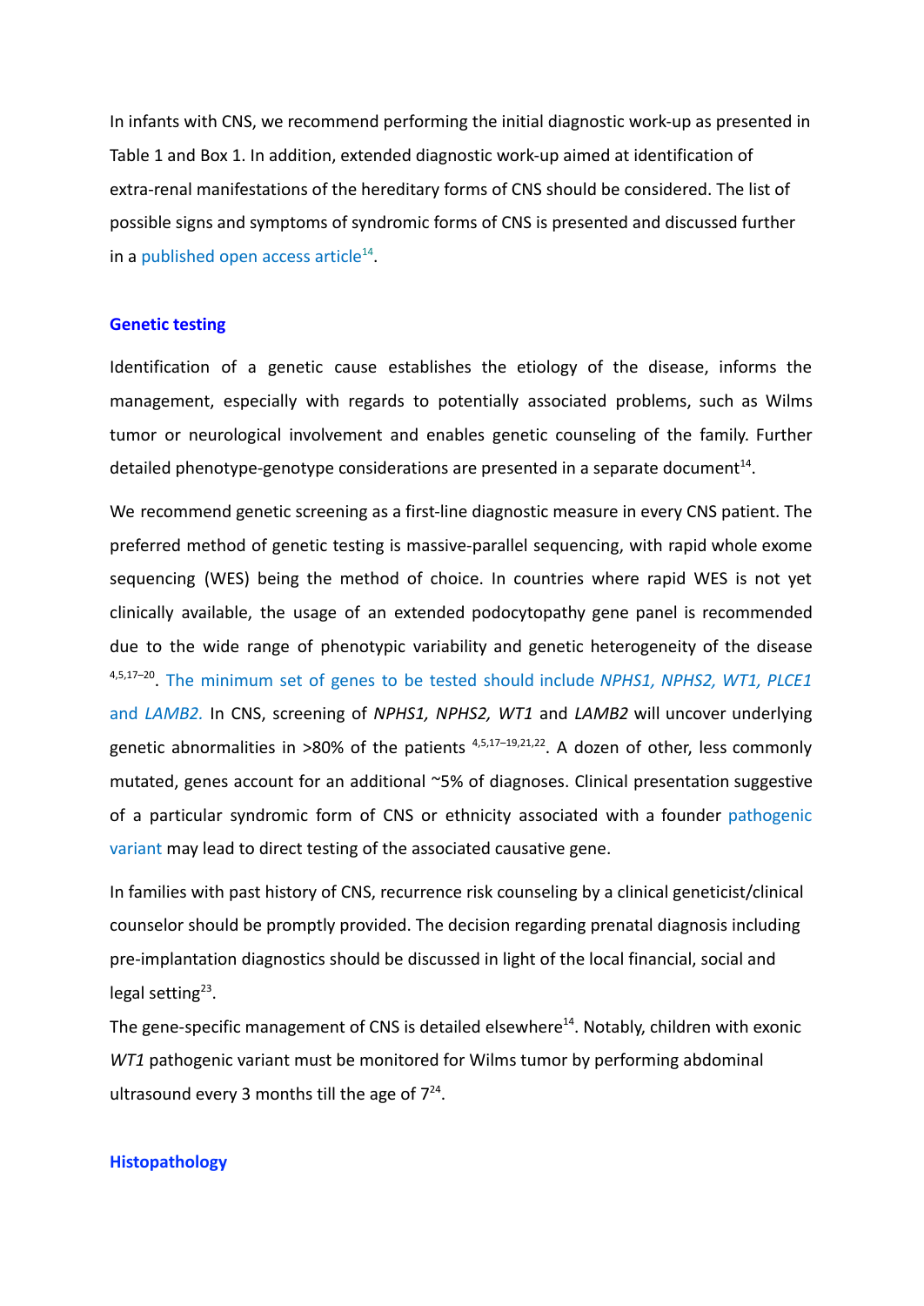In infants with CNS, we recommend performing the initial diagnostic work-up as presented in Table 1 and Box 1. In addition, extended diagnostic work-up aimed at identification of extra-renal manifestations of the hereditary forms of CNS should be considered. The list of possible signs and symptoms of syndromic forms of CNS is presented and discussed further in a published open access article[14].

### Genetic testing

Identification of a genetic cause establishes the etiology of the disease, informs the management, especially with regards to potentially associated problems, such as Wilms tumor or neurological involvement and enables genetic counseling of the family. Further detailed phenotype-genotype considerations are presented in a separate document[14].

We recommend genetic screening as a first-line diagnostic measure in every CNS patient. The preferred method of genetic testing is massive-parallel sequencing, with rapid whole exome sequencing (WES) being the method of choice. In countries where rapid WES is not yet clinically available, the usage of an extended podocytopathy gene panel is recommended due to the wide range of phenotypic variability and genetic heterogeneity of the disease [4,5,17–20]. The minimum set of genes to be tested should include *NPHS1, NPHS2, WT1, PLCE1* and *LAMB2.* In CNS, screening of *NPHS1, NPHS2, WT1* and *LAMB2* will uncover underlying genetic abnormalities in >80% of the patients [4,5,17–19,21,22]. A dozen of other, less commonly mutated, genes account for an additional ~5% of diagnoses. Clinical presentation suggestive of a particular syndromic form of CNS or ethnicity associated with a founder pathogenic variant may lead to direct testing of the associated causative gene.

In families with past history of CNS, recurrence risk counseling by a clinical geneticist/clinical counselor should be promptly provided. The decision regarding prenatal diagnosis including pre-implantation diagnostics should be discussed in light of the local financial, social and legal setting[23].

The gene-specific management of CNS is detailed elsewhere[14]. Notably, children with exonic *WT1* pathogenic variant must be monitored for Wilms tumor by performing abdominal ultrasound every 3 months till the age of 7[24].

### Histopathology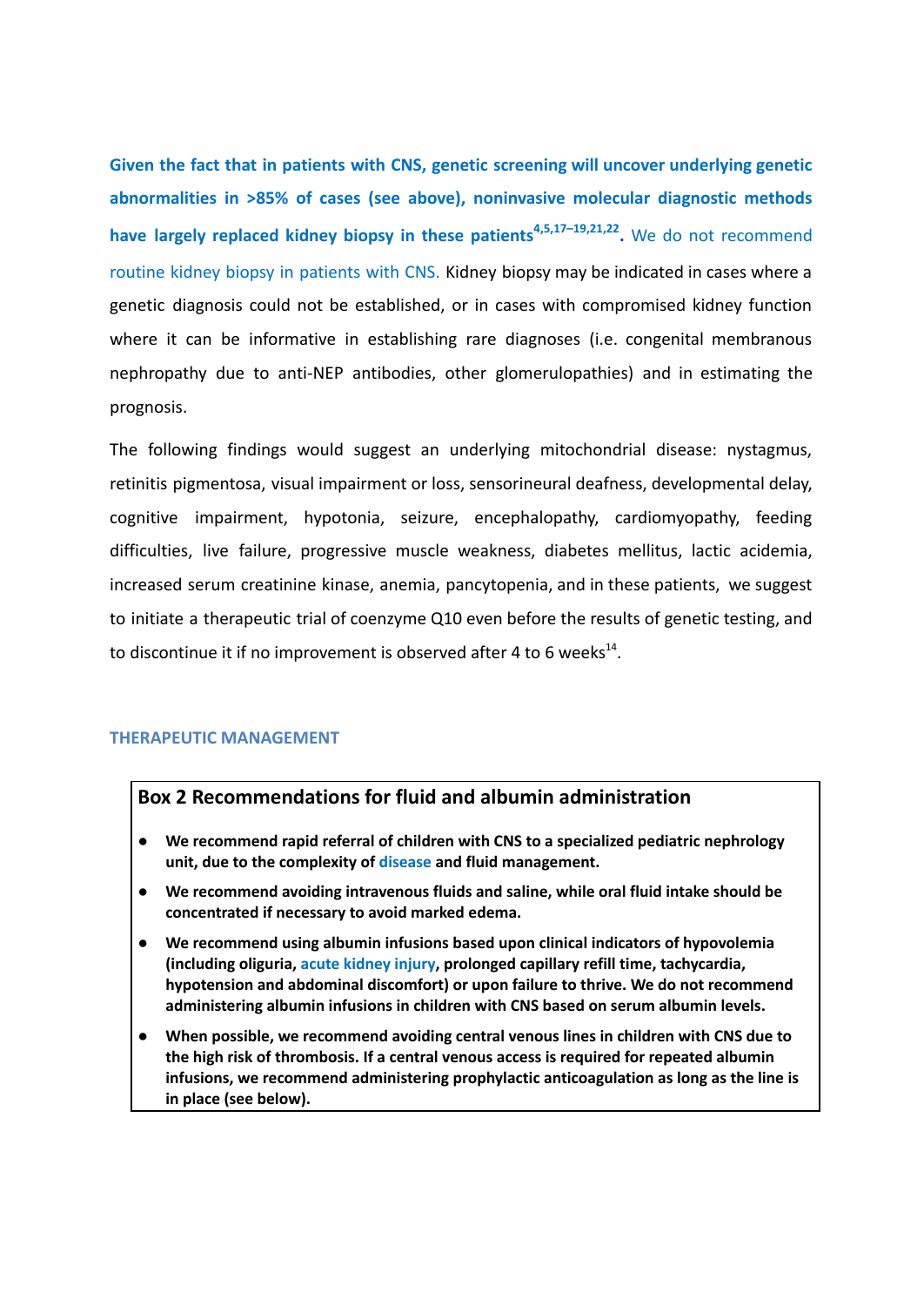**Given the fact that in patients with CNS, genetic screening will uncover underlying genetic abnormalities in >85% of cases (see above), noninvasive molecular diagnostic methods have largely replaced kidney biopsy in these patients[4,5,17–19,21,22].** We do not recommend routine kidney biopsy in patients with CNS. Kidney biopsy may be indicated in cases where a genetic diagnosis could not be established, or in cases with compromised kidney function where it can be informative in establishing rare diagnoses (i.e. congenital membranous nephropathy due to anti-NEP antibodies, other glomerulopathies) and in estimating the prognosis.

The following findings would suggest an underlying mitochondrial disease: nystagmus, retinitis pigmentosa, visual impairment or loss, sensorineural deafness, developmental delay, cognitive impairment, hypotonia, seizure, encephalopathy, cardiomyopathy, feeding difficulties, live failure, progressive muscle weakness, diabetes mellitus, lactic acidemia, increased serum creatinine kinase, anemia, pancytopenia, and in these patients, we suggest to initiate a therapeutic trial of coenzyme Q10 even before the results of genetic testing, and to discontinue it if no improvement is observed after 4 to 6 weeks[14].

## THERAPEUTIC MANAGEMENT

### Box 2 Recommendations for fluid and albumin administration

- **We recommend rapid referral of children with CNS to a specialized pediatric nephrology unit, due to the complexity of disease and fluid management.**
- **We recommend avoiding intravenous fluids and saline, while oral fluid intake should be concentrated if necessary to avoid marked edema.**
- **We recommend using albumin infusions based upon clinical indicators of hypovolemia (including oliguria, acute kidney injury, prolonged capillary refill time, tachycardia, hypotension and abdominal discomfort) or upon failure to thrive. We do not recommend administering albumin infusions in children with CNS based on serum albumin levels.**
- **When possible, we recommend avoiding central venous lines in children with CNS due to the high risk of thrombosis. If a central venous access is required for repeated albumin infusions, we recommend administering prophylactic anticoagulation as long as the line is in place (see below).**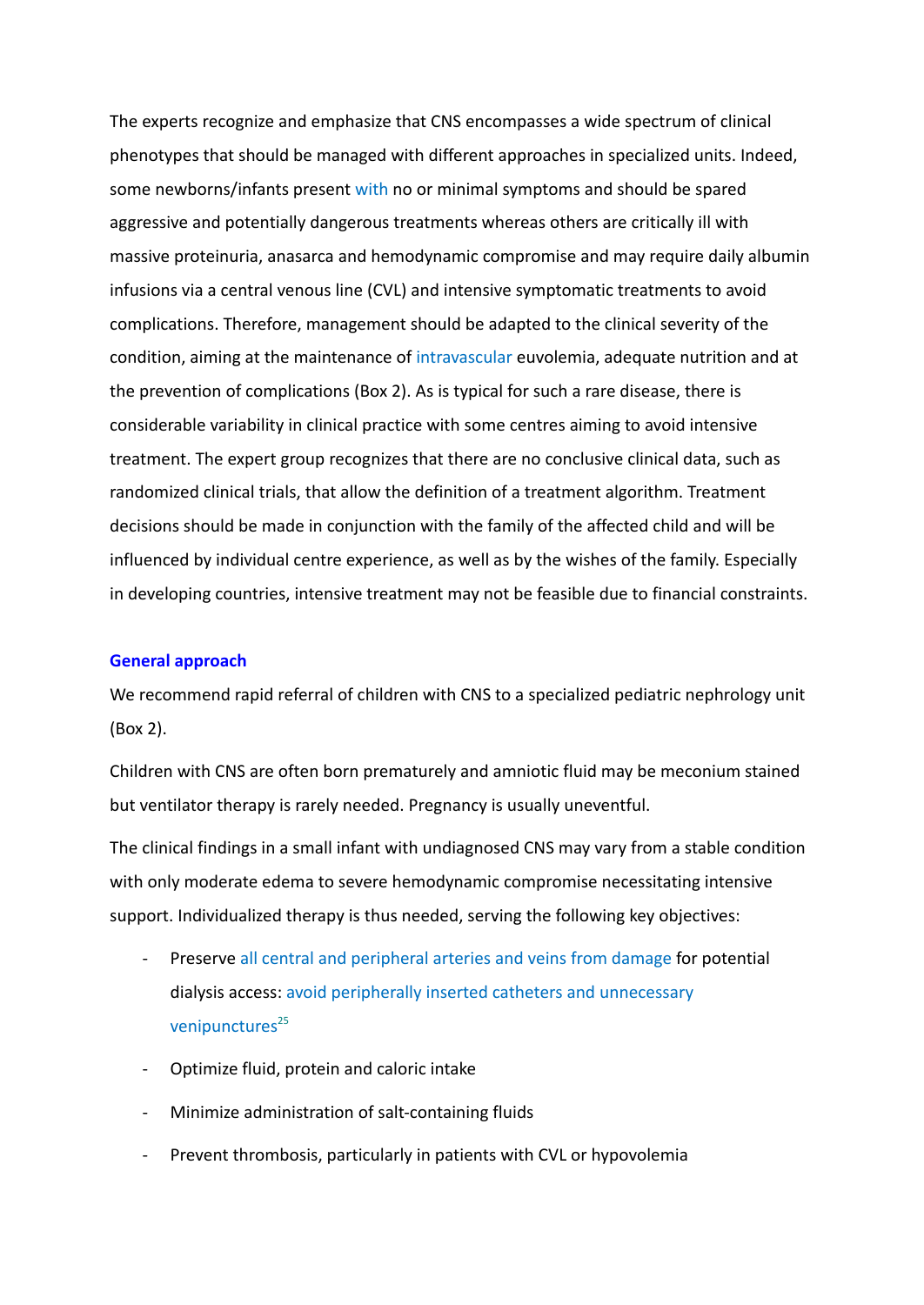The experts recognize and emphasize that CNS encompasses a wide spectrum of clinical phenotypes that should be managed with different approaches in specialized units. Indeed, some newborns/infants present with no or minimal symptoms and should be spared aggressive and potentially dangerous treatments whereas others are critically ill with massive proteinuria, anasarca and hemodynamic compromise and may require daily albumin infusions via a central venous line (CVL) and intensive symptomatic treatments to avoid complications. Therefore, management should be adapted to the clinical severity of the condition, aiming at the maintenance of intravascular euvolemia, adequate nutrition and at the prevention of complications (Box 2). As is typical for such a rare disease, there is considerable variability in clinical practice with some centres aiming to avoid intensive treatment. The expert group recognizes that there are no conclusive clinical data, such as randomized clinical trials, that allow the definition of a treatment algorithm. Treatment decisions should be made in conjunction with the family of the affected child and will be influenced by individual centre experience, as well as by the wishes of the family. Especially in developing countries, intensive treatment may not be feasible due to financial constraints.

## General approach

We recommend rapid referral of children with CNS to a specialized pediatric nephrology unit (Box 2).

Children with CNS are often born prematurely and amniotic fluid may be meconium stained but ventilator therapy is rarely needed. Pregnancy is usually uneventful.

The clinical findings in a small infant with undiagnosed CNS may vary from a stable condition with only moderate edema to severe hemodynamic compromise necessitating intensive support. Individualized therapy is thus needed, serving the following key objectives:

- Preserve all central and peripheral arteries and veins from damage for potential dialysis access: avoid peripherally inserted catheters and unnecessary venipunctures[25]
- Optimize fluid, protein and caloric intake
- Minimize administration of salt-containing fluids
- Prevent thrombosis, particularly in patients with CVL or hypovolemia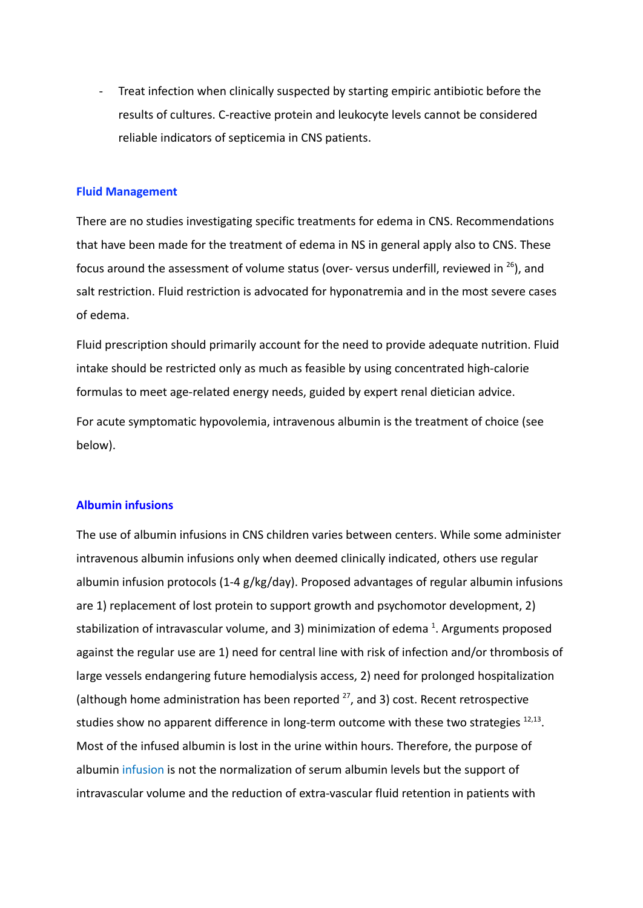- Treat infection when clinically suspected by starting empiric antibiotic before the results of cultures. C-reactive protein and leukocyte levels cannot be considered reliable indicators of septicemia in CNS patients.

### Fluid Management

There are no studies investigating specific treatments for edema in CNS. Recommendations that have been made for the treatment of edema in NS in general apply also to CNS. These focus around the assessment of volume status (over- versus underfill, reviewed in [26]), and salt restriction. Fluid restriction is advocated for hyponatremia and in the most severe cases of edema.

Fluid prescription should primarily account for the need to provide adequate nutrition. Fluid intake should be restricted only as much as feasible by using concentrated high-calorie formulas to meet age-related energy needs, guided by expert renal dietician advice.

For acute symptomatic hypovolemia, intravenous albumin is the treatment of choice (see below).

### Albumin infusions

The use of albumin infusions in CNS children varies between centers. While some administer intravenous albumin infusions only when deemed clinically indicated, others use regular albumin infusion protocols (1-4 g/kg/day). Proposed advantages of regular albumin infusions are 1) replacement of lost protein to support growth and psychomotor development, 2) stabilization of intravascular volume, and 3) minimization of edema [1]. Arguments proposed against the regular use are 1) need for central line with risk of infection and/or thrombosis of large vessels endangering future hemodialysis access, 2) need for prolonged hospitalization (although home administration has been reported [27], and 3) cost. Recent retrospective studies show no apparent difference in long-term outcome with these two strategies [12,13]. Most of the infused albumin is lost in the urine within hours. Therefore, the purpose of albumin infusion is not the normalization of serum albumin levels but the support of intravascular volume and the reduction of extra-vascular fluid retention in patients with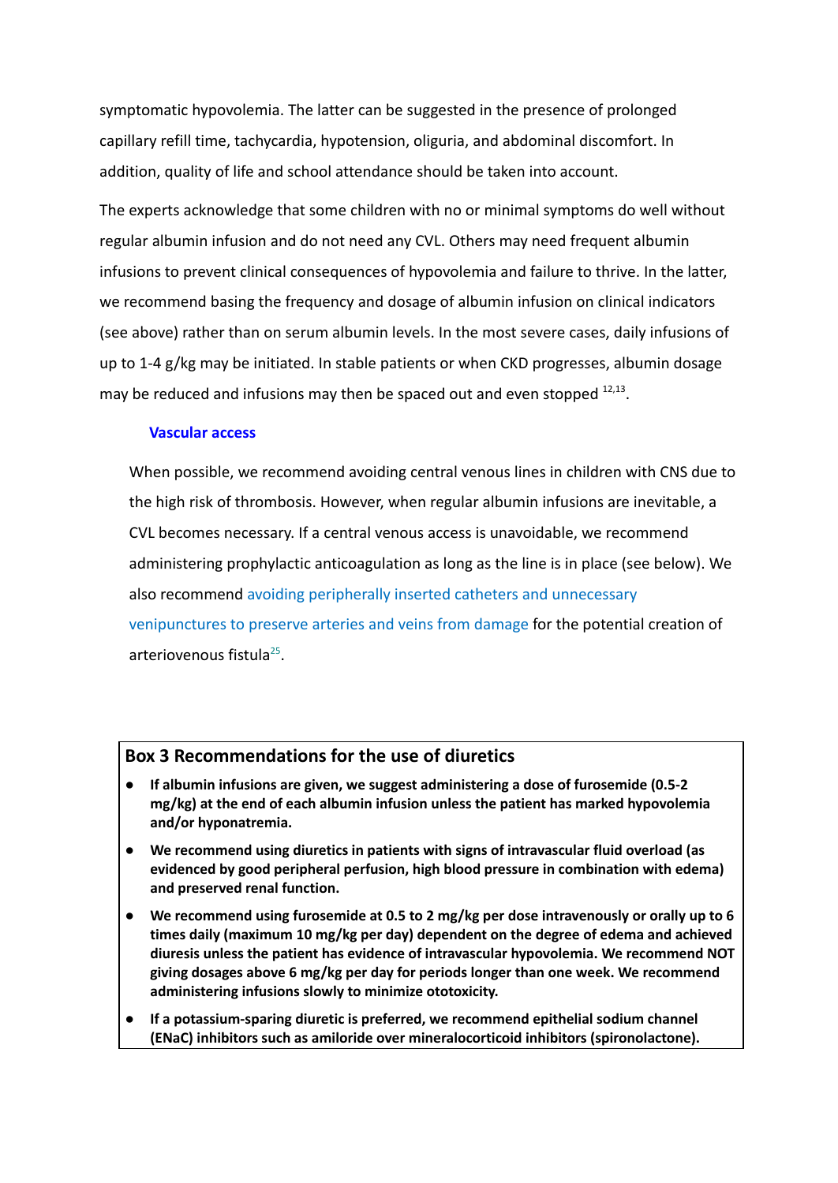symptomatic hypovolemia. The latter can be suggested in the presence of prolonged capillary refill time, tachycardia, hypotension, oliguria, and abdominal discomfort. In addition, quality of life and school attendance should be taken into account.

The experts acknowledge that some children with no or minimal symptoms do well without regular albumin infusion and do not need any CVL. Others may need frequent albumin infusions to prevent clinical consequences of hypovolemia and failure to thrive. In the latter, we recommend basing the frequency and dosage of albumin infusion on clinical indicators (see above) rather than on serum albumin levels. In the most severe cases, daily infusions of up to 1-4 g/kg may be initiated. In stable patients or when CKD progresses, albumin dosage may be reduced and infusions may then be spaced out and even stopped [12,13].

### Vascular access

When possible, we recommend avoiding central venous lines in children with CNS due to the high risk of thrombosis. However, when regular albumin infusions are inevitable, a CVL becomes necessary. If a central venous access is unavoidable, we recommend administering prophylactic anticoagulation as long as the line is in place (see below). We also recommend avoiding peripherally inserted catheters and unnecessary venipunctures to preserve arteries and veins from damage for the potential creation of arteriovenous fistula[25].

> **Box 3 Recommendations for the use of diuretics**
>
> - **If albumin infusions are given, we suggest administering a dose of furosemide (0.5-2 mg/kg) at the end of each albumin infusion unless the patient has marked hypovolemia and/or hyponatremia.**
> - **We recommend using diuretics in patients with signs of intravascular fluid overload (as evidenced by good peripheral perfusion, high blood pressure in combination with edema) and preserved renal function.**
> - **We recommend using furosemide at 0.5 to 2 mg/kg per dose intravenously or orally up to 6 times daily (maximum 10 mg/kg per day) dependent on the degree of edema and achieved diuresis unless the patient has evidence of intravascular hypovolemia. We recommend NOT giving dosages above 6 mg/kg per day for periods longer than one week. We recommend administering infusions slowly to minimize ototoxicity.**
> - **If a potassium-sparing diuretic is preferred, we recommend epithelial sodium channel (ENaC) inhibitors such as amiloride over mineralocorticoid inhibitors (spironolactone).**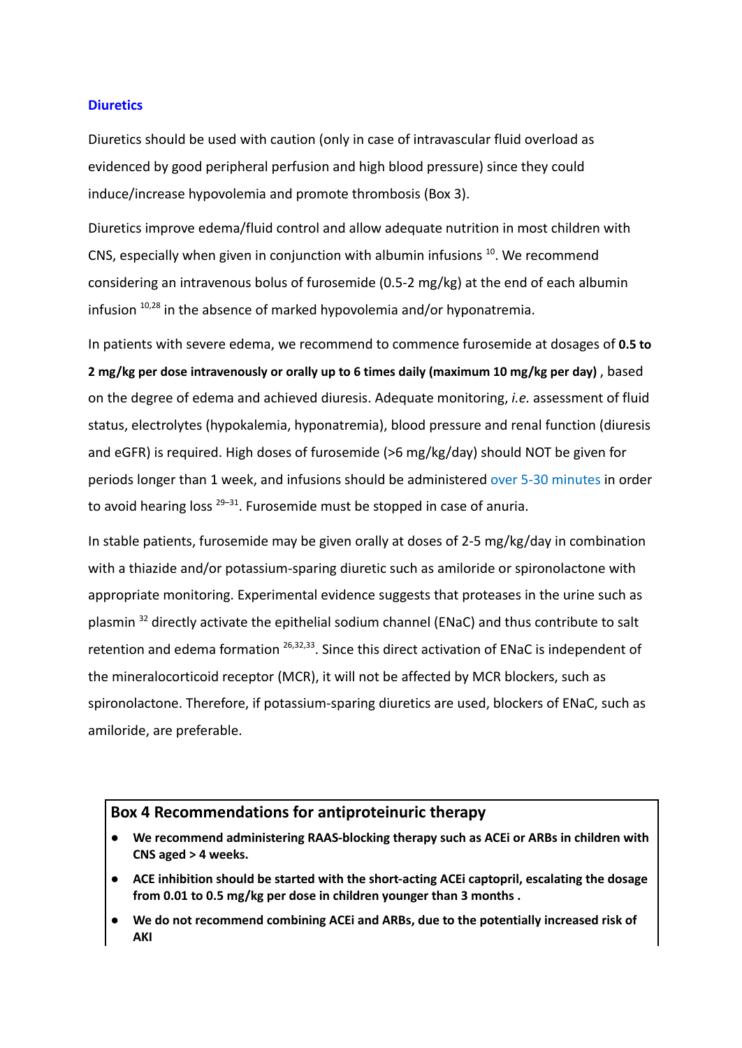### Diuretics

Diuretics should be used with caution (only in case of intravascular fluid overload as evidenced by good peripheral perfusion and high blood pressure) since they could induce/increase hypovolemia and promote thrombosis (Box 3).

Diuretics improve edema/fluid control and allow adequate nutrition in most children with CNS, especially when given in conjunction with albumin infusions [10]. We recommend considering an intravenous bolus of furosemide (0.5-2 mg/kg) at the end of each albumin infusion [10,28] in the absence of marked hypovolemia and/or hyponatremia.

In patients with severe edema, we recommend to commence furosemide at dosages of **0.5 to 2 mg/kg per dose intravenously or orally up to 6 times daily (maximum 10 mg/kg per day)** , based on the degree of edema and achieved diuresis. Adequate monitoring, *i.e.* assessment of fluid status, electrolytes (hypokalemia, hyponatremia), blood pressure and renal function (diuresis and eGFR) is required. High doses of furosemide (>6 mg/kg/day) should NOT be given for periods longer than 1 week, and infusions should be administered over 5-30 minutes in order to avoid hearing loss [29–31]. Furosemide must be stopped in case of anuria.

In stable patients, furosemide may be given orally at doses of 2-5 mg/kg/day in combination with a thiazide and/or potassium-sparing diuretic such as amiloride or spironolactone with appropriate monitoring. Experimental evidence suggests that proteases in the urine such as plasmin [32] directly activate the epithelial sodium channel (ENaC) and thus contribute to salt retention and edema formation [26,32,33]. Since this direct activation of ENaC is independent of the mineralocorticoid receptor (MCR), it will not be affected by MCR blockers, such as spironolactone. Therefore, if potassium-sparing diuretics are used, blockers of ENaC, such as amiloride, are preferable.

**Box 4 Recommendations for antiproteinuric therapy**

- **We recommend administering RAAS-blocking therapy such as ACEi or ARBs in children with CNS aged > 4 weeks.**
- **ACE inhibition should be started with the short-acting ACEi captopril, escalating the dosage from 0.01 to 0.5 mg/kg per dose in children younger than 3 months .**
- **We do not recommend combining ACEi and ARBs, due to the potentially increased risk of AKI**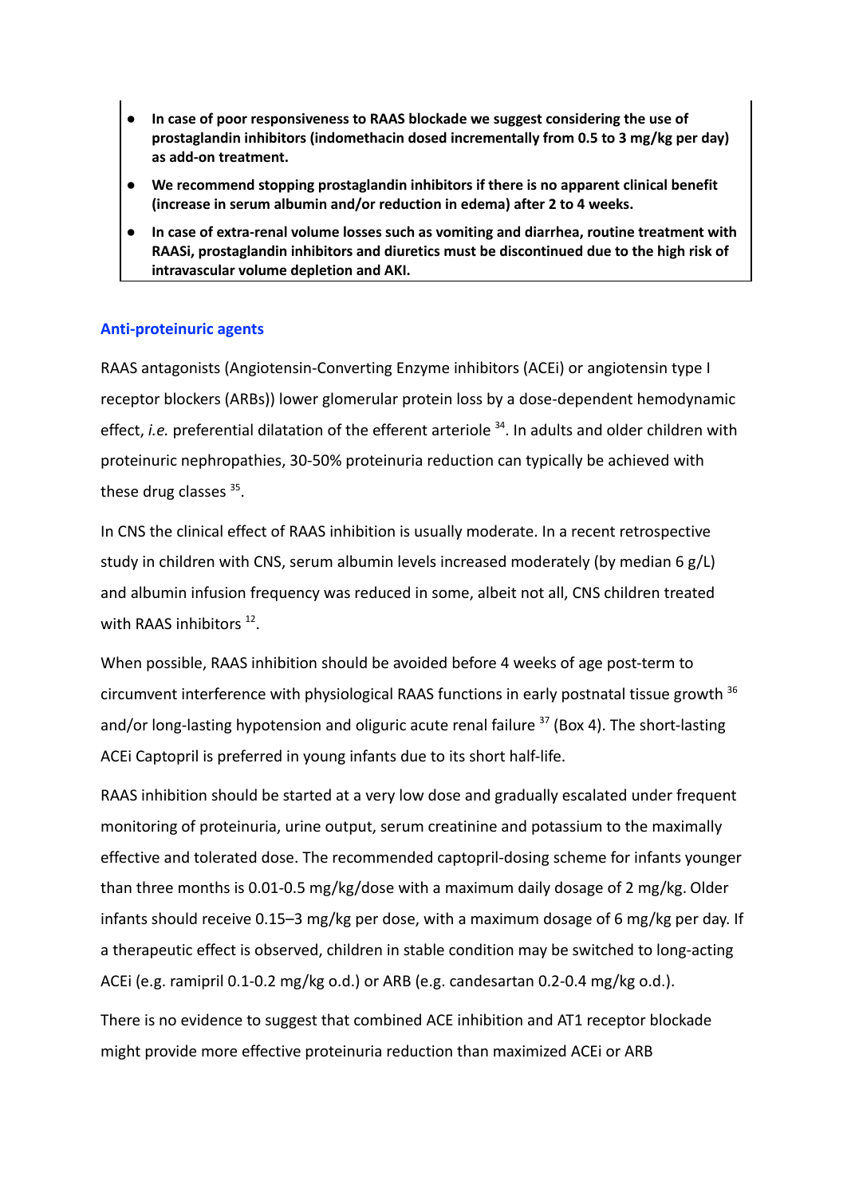- **In case of poor responsiveness to RAAS blockade we suggest considering the use of prostaglandin inhibitors (indomethacin dosed incrementally from 0.5 to 3 mg/kg per day) as add-on treatment.**
- **We recommend stopping prostaglandin inhibitors if there is no apparent clinical benefit (increase in serum albumin and/or reduction in edema) after 2 to 4 weeks.**
- **In case of extra-renal volume losses such as vomiting and diarrhea, routine treatment with RAASi, prostaglandin inhibitors and diuretics must be discontinued due to the high risk of intravascular volume depletion and AKI.**

### Anti-proteinuric agents

RAAS antagonists (Angiotensin-Converting Enzyme inhibitors (ACEi) or angiotensin type I receptor blockers (ARBs)) lower glomerular protein loss by a dose-dependent hemodynamic effect, *i.e.* preferential dilatation of the efferent arteriole [34]. In adults and older children with proteinuric nephropathies, 30-50% proteinuria reduction can typically be achieved with these drug classes [35].

In CNS the clinical effect of RAAS inhibition is usually moderate. In a recent retrospective study in children with CNS, serum albumin levels increased moderately (by median 6 g/L) and albumin infusion frequency was reduced in some, albeit not all, CNS children treated with RAAS inhibitors [12].

When possible, RAAS inhibition should be avoided before 4 weeks of age post-term to circumvent interference with physiological RAAS functions in early postnatal tissue growth [36] and/or long-lasting hypotension and oliguric acute renal failure [37] (Box 4). The short-lasting ACEi Captopril is preferred in young infants due to its short half-life.

RAAS inhibition should be started at a very low dose and gradually escalated under frequent monitoring of proteinuria, urine output, serum creatinine and potassium to the maximally effective and tolerated dose. The recommended captopril-dosing scheme for infants younger than three months is 0.01-0.5 mg/kg/dose with a maximum daily dosage of 2 mg/kg. Older infants should receive 0.15–3 mg/kg per dose, with a maximum dosage of 6 mg/kg per day. If a therapeutic effect is observed, children in stable condition may be switched to long-acting ACEi (e.g. ramipril 0.1-0.2 mg/kg o.d.) or ARB (e.g. candesartan 0.2-0.4 mg/kg o.d.).

There is no evidence to suggest that combined ACE inhibition and AT1 receptor blockade might provide more effective proteinuria reduction than maximized ACEi or ARB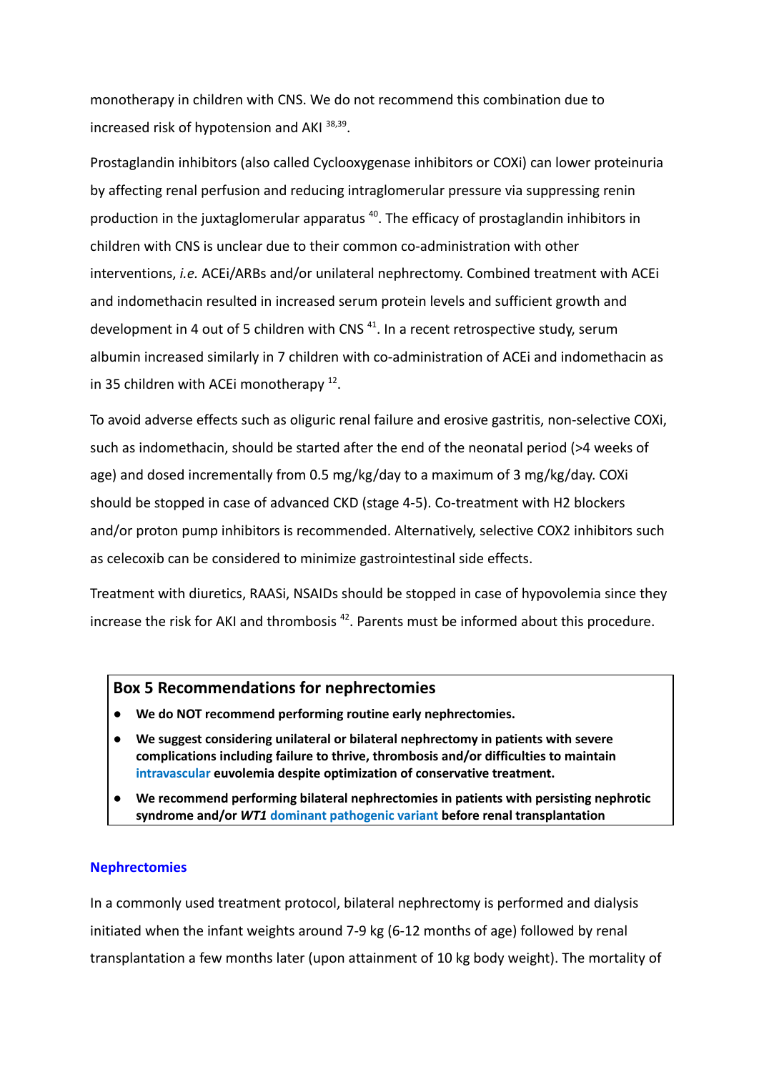monotherapy in children with CNS. We do not recommend this combination due to increased risk of hypotension and AKI [38,39].

Prostaglandin inhibitors (also called Cyclooxygenase inhibitors or COXi) can lower proteinuria by affecting renal perfusion and reducing intraglomerular pressure via suppressing renin production in the juxtaglomerular apparatus [40]. The efficacy of prostaglandin inhibitors in children with CNS is unclear due to their common co-administration with other interventions, *i.e.* ACEi/ARBs and/or unilateral nephrectomy. Combined treatment with ACEi and indomethacin resulted in increased serum protein levels and sufficient growth and development in 4 out of 5 children with CNS [41]. In a recent retrospective study, serum albumin increased similarly in 7 children with co-administration of ACEi and indomethacin as in 35 children with ACEi monotherapy [12].

To avoid adverse effects such as oliguric renal failure and erosive gastritis, non-selective COXi, such as indomethacin, should be started after the end of the neonatal period (>4 weeks of age) and dosed incrementally from 0.5 mg/kg/day to a maximum of 3 mg/kg/day. COXi should be stopped in case of advanced CKD (stage 4-5). Co-treatment with H2 blockers and/or proton pump inhibitors is recommended. Alternatively, selective COX2 inhibitors such as celecoxib can be considered to minimize gastrointestinal side effects.

Treatment with diuretics, RAASi, NSAIDs should be stopped in case of hypovolemia since they increase the risk for AKI and thrombosis [42]. Parents must be informed about this procedure.

**Box 5 Recommendations for nephrectomies**

- **We do NOT recommend performing routine early nephrectomies.**
- **We suggest considering unilateral or bilateral nephrectomy in patients with severe complications including failure to thrive, thrombosis and/or difficulties to maintain intravascular euvolemia despite optimization of conservative treatment.**
- **We recommend performing bilateral nephrectomies in patients with persisting nephrotic syndrome and/or *WT1* dominant pathogenic variant before renal transplantation**

## Nephrectomies

In a commonly used treatment protocol, bilateral nephrectomy is performed and dialysis initiated when the infant weights around 7-9 kg (6-12 months of age) followed by renal transplantation a few months later (upon attainment of 10 kg body weight). The mortality of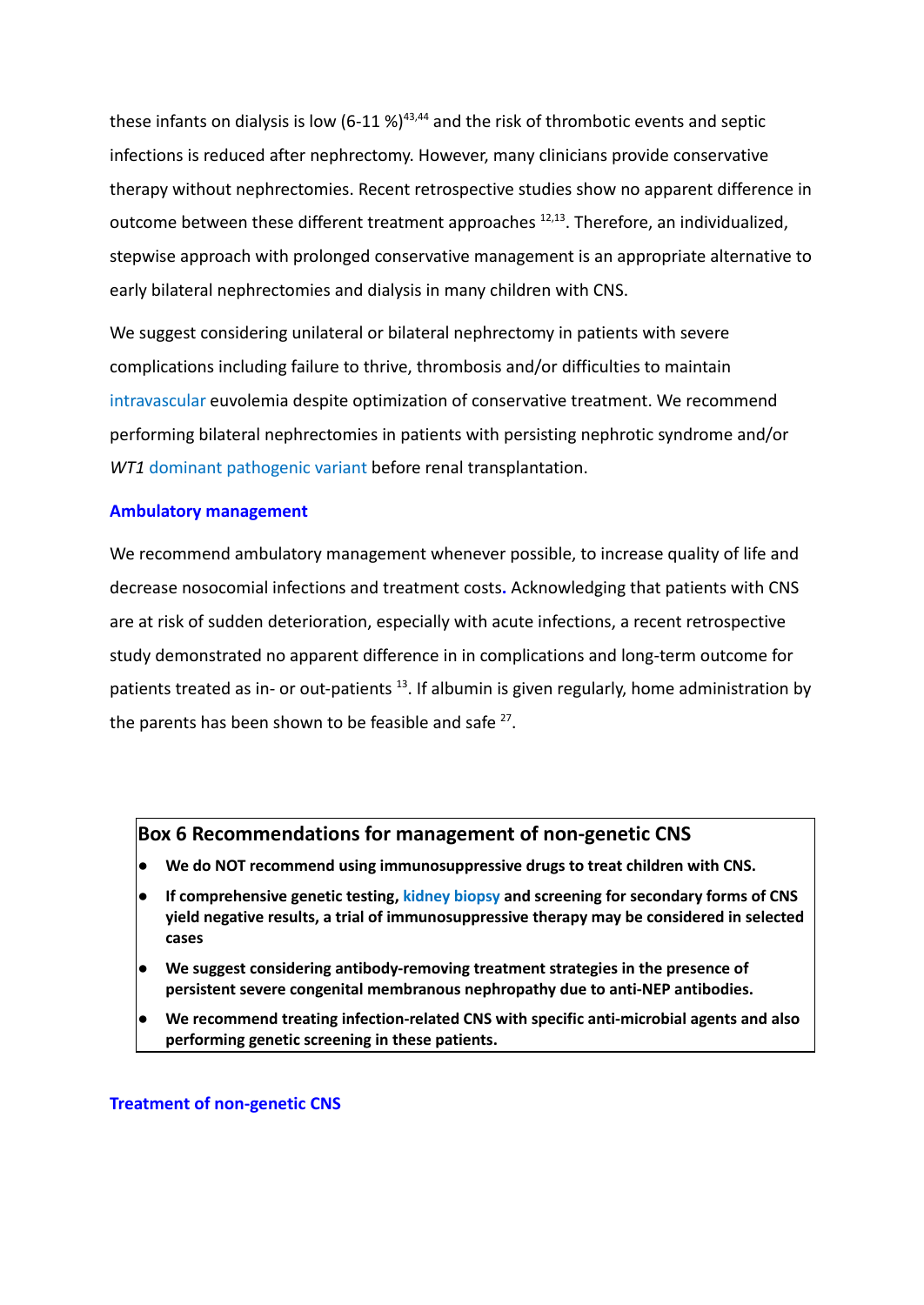these infants on dialysis is low (6-11 %)[43,44] and the risk of thrombotic events and septic infections is reduced after nephrectomy. However, many clinicians provide conservative therapy without nephrectomies. Recent retrospective studies show no apparent difference in outcome between these different treatment approaches [12,13]. Therefore, an individualized, stepwise approach with prolonged conservative management is an appropriate alternative to early bilateral nephrectomies and dialysis in many children with CNS.

We suggest considering unilateral or bilateral nephrectomy in patients with severe complications including failure to thrive, thrombosis and/or difficulties to maintain intravascular euvolemia despite optimization of conservative treatment. We recommend performing bilateral nephrectomies in patients with persisting nephrotic syndrome and/or *WT1* dominant pathogenic variant before renal transplantation.

### Ambulatory management

We recommend ambulatory management whenever possible, to increase quality of life and decrease nosocomial infections and treatment costs. Acknowledging that patients with CNS are at risk of sudden deterioration, especially with acute infections, a recent retrospective study demonstrated no apparent difference in in complications and long-term outcome for patients treated as in- or out-patients [13]. If albumin is given regularly, home administration by the parents has been shown to be feasible and safe [27].

> **Box 6 Recommendations for management of non-genetic CNS**
>
> - **We do NOT recommend using immunosuppressive drugs to treat children with CNS.**
> - **If comprehensive genetic testing, kidney biopsy and screening for secondary forms of CNS yield negative results, a trial of immunosuppressive therapy may be considered in selected cases**
> - **We suggest considering antibody-removing treatment strategies in the presence of persistent severe congenital membranous nephropathy due to anti-NEP antibodies.**
> - **We recommend treating infection-related CNS with specific anti-microbial agents and also performing genetic screening in these patients.**

### Treatment of non-genetic CNS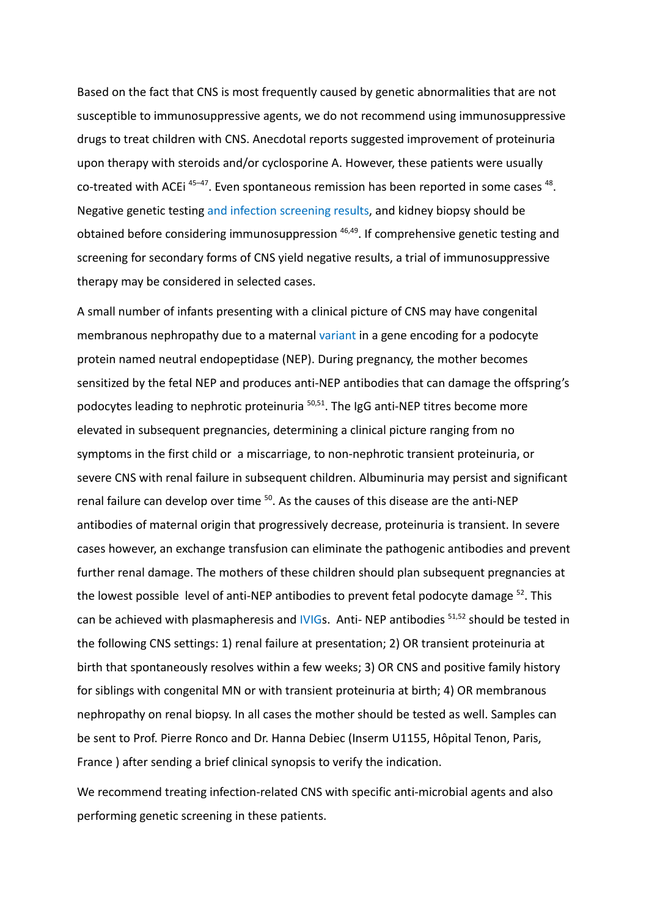Based on the fact that CNS is most frequently caused by genetic abnormalities that are not susceptible to immunosuppressive agents, we do not recommend using immunosuppressive drugs to treat children with CNS. Anecdotal reports suggested improvement of proteinuria upon therapy with steroids and/or cyclosporine A. However, these patients were usually co-treated with ACEi [45–47]. Even spontaneous remission has been reported in some cases [48]. Negative genetic testing and infection screening results, and kidney biopsy should be obtained before considering immunosuppression [46,49]. If comprehensive genetic testing and screening for secondary forms of CNS yield negative results, a trial of immunosuppressive therapy may be considered in selected cases.

A small number of infants presenting with a clinical picture of CNS may have congenital membranous nephropathy due to a maternal variant in a gene encoding for a podocyte protein named neutral endopeptidase (NEP). During pregnancy, the mother becomes sensitized by the fetal NEP and produces anti-NEP antibodies that can damage the offspring's podocytes leading to nephrotic proteinuria [50,51]. The IgG anti-NEP titres become more elevated in subsequent pregnancies, determining a clinical picture ranging from no symptoms in the first child or a miscarriage, to non-nephrotic transient proteinuria, or severe CNS with renal failure in subsequent children. Albuminuria may persist and significant renal failure can develop over time [50]. As the causes of this disease are the anti-NEP antibodies of maternal origin that progressively decrease, proteinuria is transient. In severe cases however, an exchange transfusion can eliminate the pathogenic antibodies and prevent further renal damage. The mothers of these children should plan subsequent pregnancies at the lowest possible level of anti-NEP antibodies to prevent fetal podocyte damage [52]. This can be achieved with plasmapheresis and IVIGs. Anti- NEP antibodies [51,52] should be tested in the following CNS settings: 1) renal failure at presentation; 2) OR transient proteinuria at birth that spontaneously resolves within a few weeks; 3) OR CNS and positive family history for siblings with congenital MN or with transient proteinuria at birth; 4) OR membranous nephropathy on renal biopsy. In all cases the mother should be tested as well. Samples can be sent to Prof. Pierre Ronco and Dr. Hanna Debiec (Inserm U1155, Hôpital Tenon, Paris, France ) after sending a brief clinical synopsis to verify the indication.

We recommend treating infection-related CNS with specific anti-microbial agents and also performing genetic screening in these patients.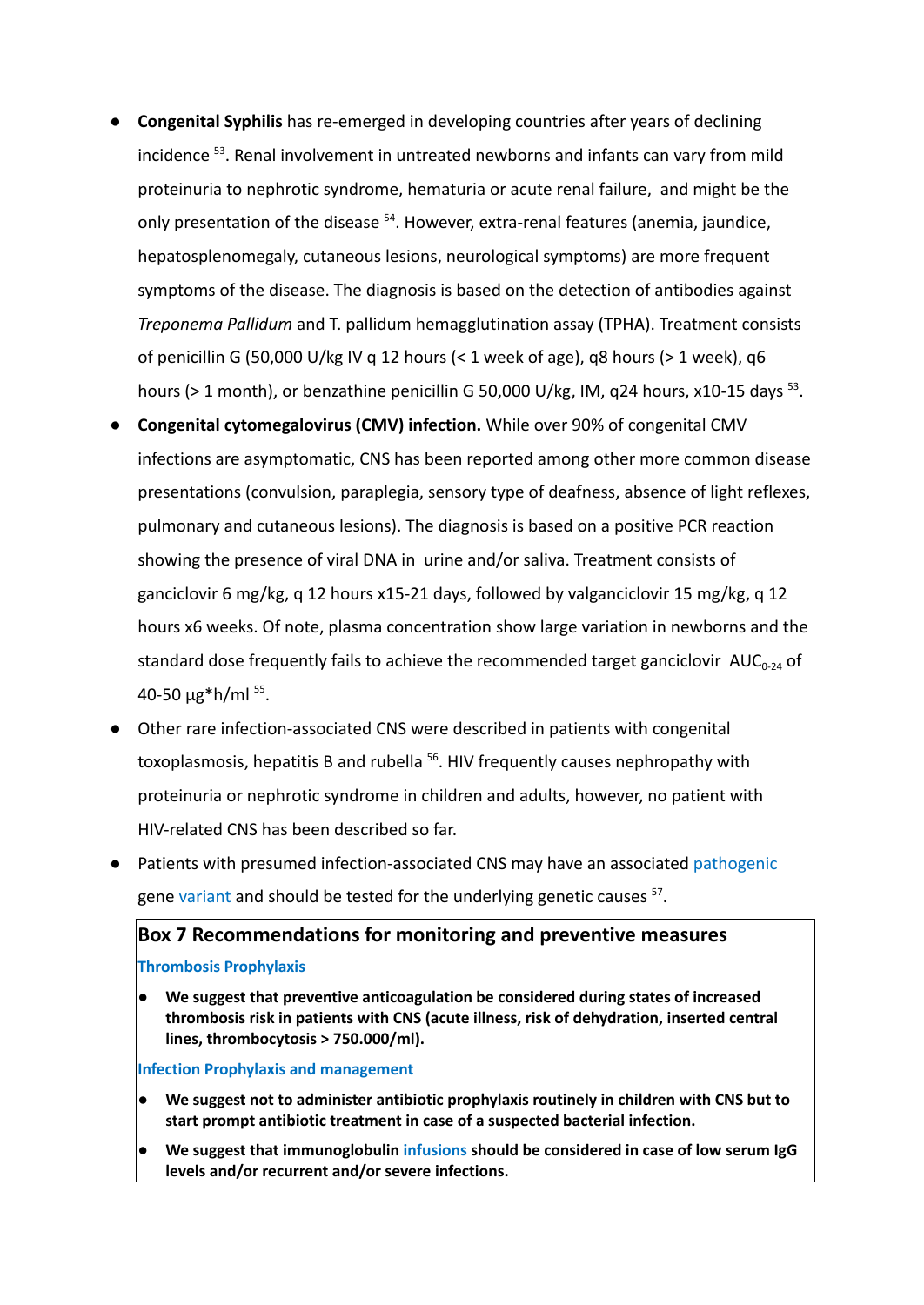- **Congenital Syphilis** has re-emerged in developing countries after years of declining incidence [53]. Renal involvement in untreated newborns and infants can vary from mild proteinuria to nephrotic syndrome, hematuria or acute renal failure, and might be the only presentation of the disease [54]. However, extra-renal features (anemia, jaundice, hepatosplenomegaly, cutaneous lesions, neurological symptoms) are more frequent symptoms of the disease. The diagnosis is based on the detection of antibodies against *Treponema Pallidum* and T. pallidum hemagglutination assay (TPHA). Treatment consists of penicillin G (50,000 U/kg IV q 12 hours (≤ 1 week of age), q8 hours (> 1 week), q6 hours (> 1 month), or benzathine penicillin G 50,000 U/kg, IM, q24 hours, x10-15 days [53].
- **Congenital cytomegalovirus (CMV) infection.** While over 90% of congenital CMV infections are asymptomatic, CNS has been reported among other more common disease presentations (convulsion, paraplegia, sensory type of deafness, absence of light reflexes, pulmonary and cutaneous lesions). The diagnosis is based on a positive PCR reaction showing the presence of viral DNA in urine and/or saliva. Treatment consists of ganciclovir 6 mg/kg, q 12 hours x15-21 days, followed by valganciclovir 15 mg/kg, q 12 hours x6 weeks. Of note, plasma concentration show large variation in newborns and the standard dose frequently fails to achieve the recommended target ganciclovir $AUC_{0-24}$ of 40-50 µg*h/ml [55].
- Other rare infection-associated CNS were described in patients with congenital toxoplasmosis, hepatitis B and rubella [56]. HIV frequently causes nephropathy with proteinuria or nephrotic syndrome in children and adults, however, no patient with HIV-related CNS has been described so far.
- Patients with presumed infection-associated CNS may have an associated pathogenic gene variant and should be tested for the underlying genetic causes [57].

### Box 7 Recommendations for monitoring and preventive measures

**Thrombosis Prophylaxis**

- **We suggest that preventive anticoagulation be considered during states of increased thrombosis risk in patients with CNS (acute illness, risk of dehydration, inserted central lines, thrombocytosis > 750.000/ml).**

**Infection Prophylaxis and management**

- **We suggest not to administer antibiotic prophylaxis routinely in children with CNS but to start prompt antibiotic treatment in case of a suspected bacterial infection.**
- **We suggest that immunoglobulin infusions should be considered in case of low serum IgG levels and/or recurrent and/or severe infections.**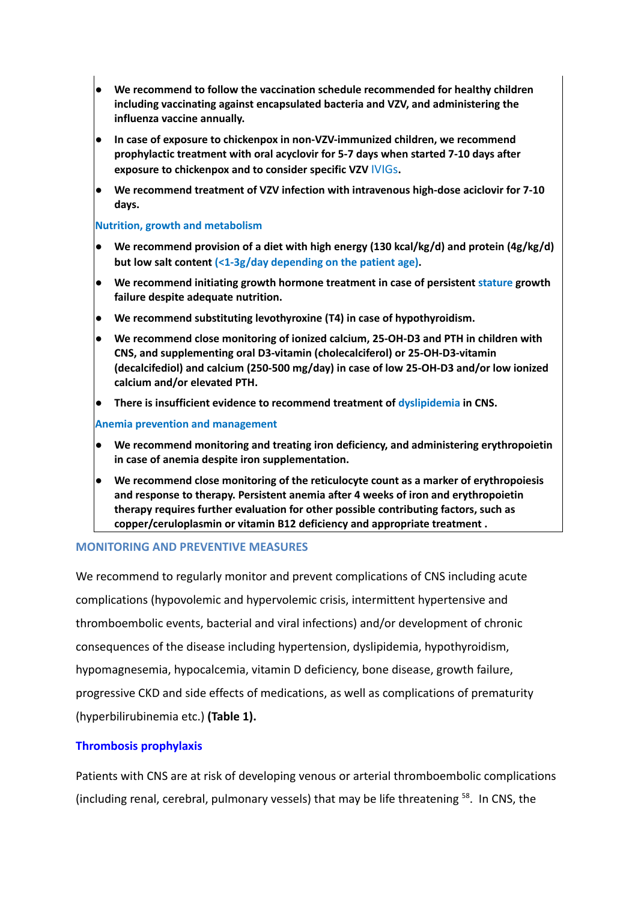- **We recommend to follow the vaccination schedule recommended for healthy children including vaccinating against encapsulated bacteria and VZV, and administering the influenza vaccine annually.**
- **In case of exposure to chickenpox in non-VZV-immunized children, we recommend prophylactic treatment with oral acyclovir for 5-7 days when started 7-10 days after exposure to chickenpox and to consider specific VZV IVIGs.**
- **We recommend treatment of VZV infection with intravenous high-dose aciclovir for 7-10 days.**

### Nutrition, growth and metabolism

- **We recommend provision of a diet with high energy (130 kcal/kg/d) and protein (4g/kg/d) but low salt content (<1-3g/day depending on the patient age).**
- **We recommend initiating growth hormone treatment in case of persistent stature growth failure despite adequate nutrition.**
- **We recommend substituting levothyroxine (T4) in case of hypothyroidism.**
- **We recommend close monitoring of ionized calcium, 25-OH-D3 and PTH in children with CNS, and supplementing oral D3-vitamin (cholecalciferol) or 25-OH-D3-vitamin (decalcifediol) and calcium (250-500 mg/day) in case of low 25-OH-D3 and/or low ionized calcium and/or elevated PTH.**
- **There is insufficient evidence to recommend treatment of dyslipidemia in CNS.**

### Anemia prevention and management

- **We recommend monitoring and treating iron deficiency, and administering erythropoietin in case of anemia despite iron supplementation.**
- **We recommend close monitoring of the reticulocyte count as a marker of erythropoiesis and response to therapy. Persistent anemia after 4 weeks of iron and erythropoietin therapy requires further evaluation for other possible contributing factors, such as copper/ceruloplasmin or vitamin B12 deficiency and appropriate treatment .**

## MONITORING AND PREVENTIVE MEASURES

We recommend to regularly monitor and prevent complications of CNS including acute complications (hypovolemic and hypervolemic crisis, intermittent hypertensive and thromboembolic events, bacterial and viral infections) and/or development of chronic consequences of the disease including hypertension, dyslipidemia, hypothyroidism, hypomagnesemia, hypocalcemia, vitamin D deficiency, bone disease, growth failure, progressive CKD and side effects of medications, as well as complications of prematurity (hyperbilirubinemia etc.) **(Table 1).**

### Thrombosis prophylaxis

Patients with CNS are at risk of developing venous or arterial thromboembolic complications (including renal, cerebral, pulmonary vessels) that may be life threatening [58]. In CNS, the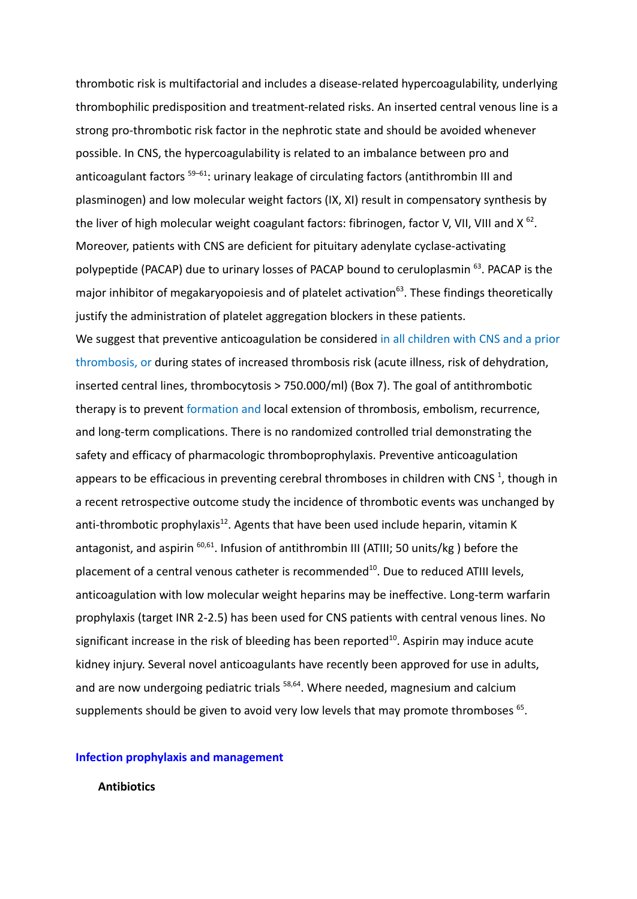thrombotic risk is multifactorial and includes a disease-related hypercoagulability, underlying thrombophilic predisposition and treatment-related risks. An inserted central venous line is a strong pro-thrombotic risk factor in the nephrotic state and should be avoided whenever possible. In CNS, the hypercoagulability is related to an imbalance between pro and anticoagulant factors [59–61]: urinary leakage of circulating factors (antithrombin III and plasminogen) and low molecular weight factors (IX, XI) result in compensatory synthesis by the liver of high molecular weight coagulant factors: fibrinogen, factor V, VII, VIII and X [62]. Moreover, patients with CNS are deficient for pituitary adenylate cyclase-activating polypeptide (PACAP) due to urinary losses of PACAP bound to ceruloplasmin [63]. PACAP is the major inhibitor of megakaryopoiesis and of platelet activation[63]. These findings theoretically justify the administration of platelet aggregation blockers in these patients.

We suggest that preventive anticoagulation be considered in all children with CNS and a prior thrombosis, or during states of increased thrombosis risk (acute illness, risk of dehydration, inserted central lines, thrombocytosis > 750.000/ml) (Box 7). The goal of antithrombotic therapy is to prevent formation and local extension of thrombosis, embolism, recurrence, and long-term complications. There is no randomized controlled trial demonstrating the safety and efficacy of pharmacologic thromboprophylaxis. Preventive anticoagulation appears to be efficacious in preventing cerebral thromboses in children with CNS [1], though in a recent retrospective outcome study the incidence of thrombotic events was unchanged by anti-thrombotic prophylaxis[12]. Agents that have been used include heparin, vitamin K antagonist, and aspirin [60,61]. Infusion of antithrombin III (ATIII; 50 units/kg ) before the placement of a central venous catheter is recommended[10]. Due to reduced ATIII levels, anticoagulation with low molecular weight heparins may be ineffective. Long-term warfarin prophylaxis (target INR 2-2.5) has been used for CNS patients with central venous lines. No significant increase in the risk of bleeding has been reported[10]. Aspirin may induce acute kidney injury. Several novel anticoagulants have recently been approved for use in adults, and are now undergoing pediatric trials [58,64]. Where needed, magnesium and calcium supplements should be given to avoid very low levels that may promote thromboses [65].

## Infection prophylaxis and management

### Antibiotics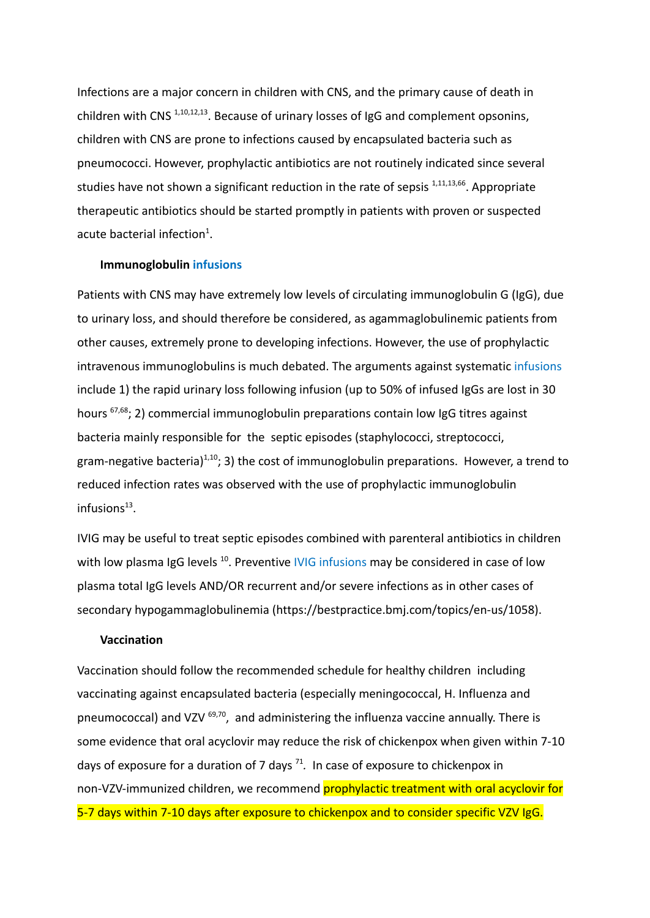Infections are a major concern in children with CNS, and the primary cause of death in children with CNS [1,10,12,13]. Because of urinary losses of IgG and complement opsonins, children with CNS are prone to infections caused by encapsulated bacteria such as pneumococci. However, prophylactic antibiotics are not routinely indicated since several studies have not shown a significant reduction in the rate of sepsis [1,11,13,66]. Appropriate therapeutic antibiotics should be started promptly in patients with proven or suspected acute bacterial infection[1].

### Immunoglobulin infusions

Patients with CNS may have extremely low levels of circulating immunoglobulin G (IgG), due to urinary loss, and should therefore be considered, as agammaglobulinemic patients from other causes, extremely prone to developing infections. However, the use of prophylactic intravenous immunoglobulins is much debated. The arguments against systematic infusions include 1) the rapid urinary loss following infusion (up to 50% of infused IgGs are lost in 30 hours [67,68]; 2) commercial immunoglobulin preparations contain low IgG titres against bacteria mainly responsible for the septic episodes (staphylococci, streptococci, gram-negative bacteria)[1,10]; 3) the cost of immunoglobulin preparations. However, a trend to reduced infection rates was observed with the use of prophylactic immunoglobulin infusions[13].

IVIG may be useful to treat septic episodes combined with parenteral antibiotics in children with low plasma IgG levels [10]. Preventive IVIG infusions may be considered in case of low plasma total IgG levels AND/OR recurrent and/or severe infections as in other cases of secondary hypogammaglobulinemia (https://bestpractice.bmj.com/topics/en-us/1058).

### Vaccination

Vaccination should follow the recommended schedule for healthy children including vaccinating against encapsulated bacteria (especially meningococcal, H. Influenza and pneumococcal) and VZV [69,70], and administering the influenza vaccine annually. There is some evidence that oral acyclovir may reduce the risk of chickenpox when given within 7-10 days of exposure for a duration of 7 days [71]. In case of exposure to chickenpox in non-VZV-immunized children, we recommend prophylactic treatment with oral acyclovir for 5-7 days within 7-10 days after exposure to chickenpox and to consider specific VZV IgG.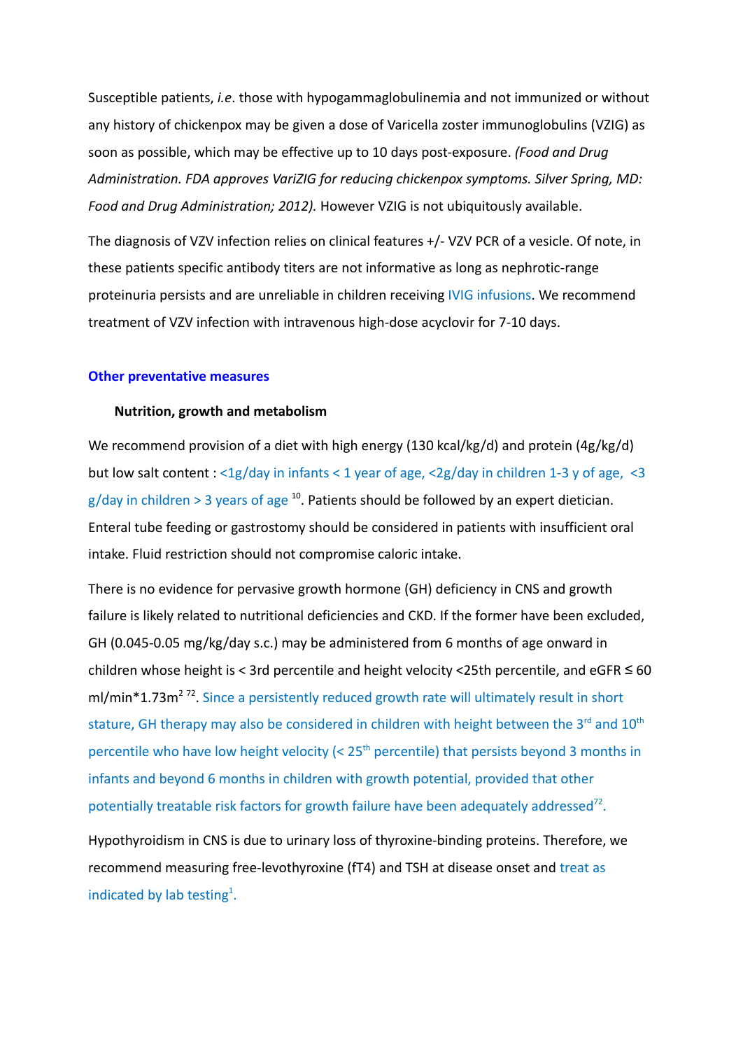Susceptible patients, *i.e*. those with hypogammaglobulinemia and not immunized or without any history of chickenpox may be given a dose of Varicella zoster immunoglobulins (VZIG) as soon as possible, which may be effective up to 10 days post-exposure. *(Food and Drug Administration. FDA approves VariZIG for reducing chickenpox symptoms. Silver Spring, MD: Food and Drug Administration; 2012).* However VZIG is not ubiquitously available.

The diagnosis of VZV infection relies on clinical features +/- VZV PCR of a vesicle. Of note, in these patients specific antibody titers are not informative as long as nephrotic-range proteinuria persists and are unreliable in children receiving IVIG infusions. We recommend treatment of VZV infection with intravenous high-dose acyclovir for 7-10 days.

## Other preventative measures

### Nutrition, growth and metabolism

We recommend provision of a diet with high energy (130 kcal/kg/d) and protein (4g/kg/d) but low salt content : <1g/day in infants < 1 year of age, <2g/day in children 1-3 y of age, <3 g/day in children > 3 years of age [10]. Patients should be followed by an expert dietician. Enteral tube feeding or gastrostomy should be considered in patients with insufficient oral intake. Fluid restriction should not compromise caloric intake.

There is no evidence for pervasive growth hormone (GH) deficiency in CNS and growth failure is likely related to nutritional deficiencies and CKD. If the former have been excluded, GH (0.045-0.05 mg/kg/day s.c.) may be administered from 6 months of age onward in children whose height is < 3rd percentile and height velocity <25th percentile, and eGFR ≤ 60 ml/min*1.73m$^2$ [72]. Since a persistently reduced growth rate will ultimately result in short stature, GH therapy may also be considered in children with height between the 3rd and 10th percentile who have low height velocity (< 25th percentile) that persists beyond 3 months in infants and beyond 6 months in children with growth potential, provided that other potentially treatable risk factors for growth failure have been adequately addressed[72].

Hypothyroidism in CNS is due to urinary loss of thyroxine-binding proteins. Therefore, we recommend measuring free-levothyroxine (fT4) and TSH at disease onset and treat as indicated by lab testing[1].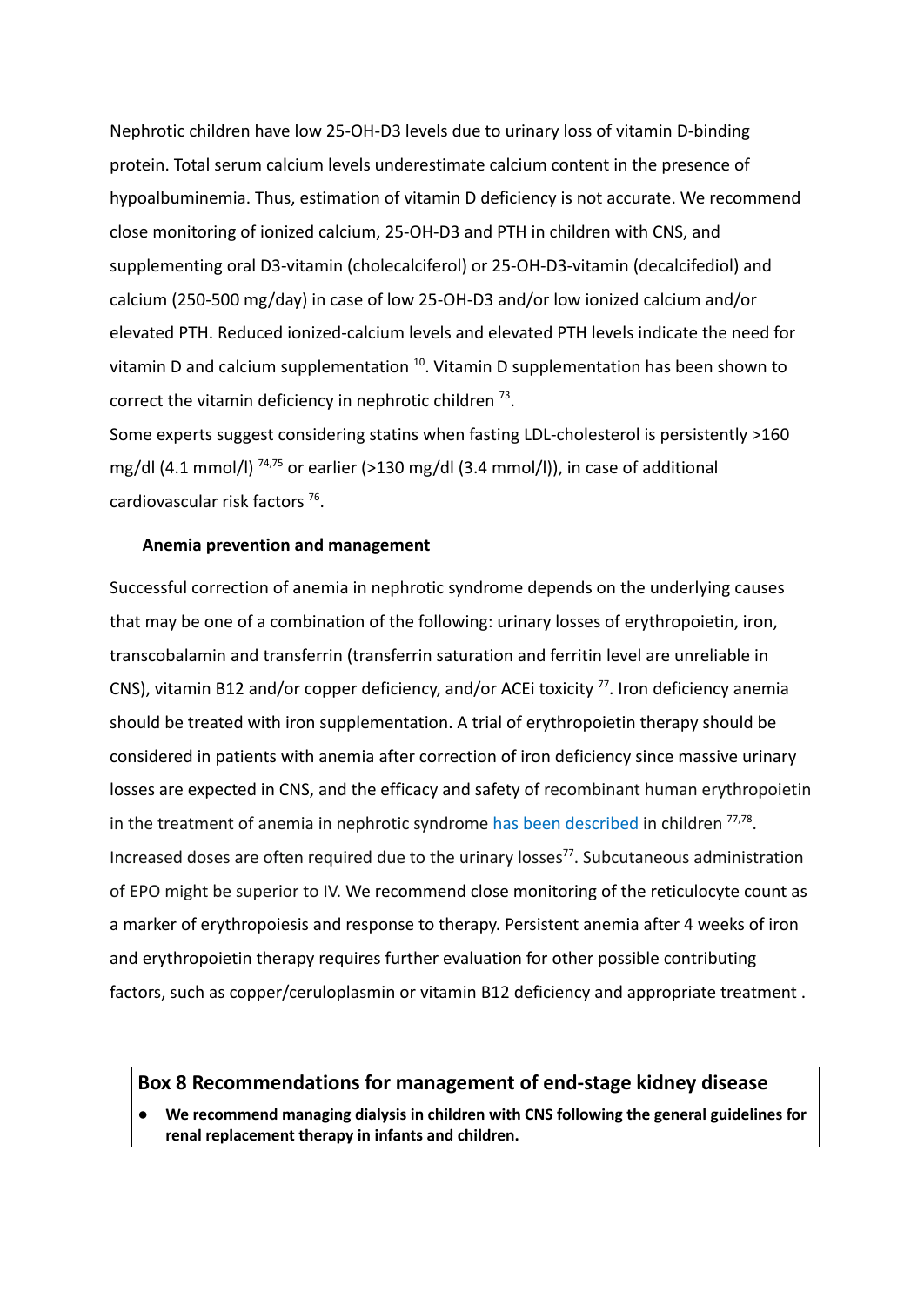Nephrotic children have low 25-OH-D3 levels due to urinary loss of vitamin D-binding protein. Total serum calcium levels underestimate calcium content in the presence of hypoalbuminemia. Thus, estimation of vitamin D deficiency is not accurate. We recommend close monitoring of ionized calcium, 25-OH-D3 and PTH in children with CNS, and supplementing oral D3-vitamin (cholecalciferol) or 25-OH-D3-vitamin (decalcifediol) and calcium (250-500 mg/day) in case of low 25-OH-D3 and/or low ionized calcium and/or elevated PTH. Reduced ionized-calcium levels and elevated PTH levels indicate the need for vitamin D and calcium supplementation [10]. Vitamin D supplementation has been shown to correct the vitamin deficiency in nephrotic children [73].

Some experts suggest considering statins when fasting LDL-cholesterol is persistently >160 mg/dl (4.1 mmol/l) [74,75] or earlier (>130 mg/dl (3.4 mmol/l)), in case of additional cardiovascular risk factors [76].

**Anemia prevention and management**

Successful correction of anemia in nephrotic syndrome depends on the underlying causes that may be one of a combination of the following: urinary losses of erythropoietin, iron, transcobalamin and transferrin (transferrin saturation and ferritin level are unreliable in CNS), vitamin B12 and/or copper deficiency, and/or ACEi toxicity [77]. Iron deficiency anemia should be treated with iron supplementation. A trial of erythropoietin therapy should be considered in patients with anemia after correction of iron deficiency since massive urinary losses are expected in CNS, and the efficacy and safety of recombinant human erythropoietin in the treatment of anemia in nephrotic syndrome has been described in children [77,78]. Increased doses are often required due to the urinary losses[77]. Subcutaneous administration of EPO might be superior to IV. We recommend close monitoring of the reticulocyte count as a marker of erythropoiesis and response to therapy. Persistent anemia after 4 weeks of iron and erythropoietin therapy requires further evaluation for other possible contributing factors, such as copper/ceruloplasmin or vitamin B12 deficiency and appropriate treatment .

**Box 8 Recommendations for management of end-stage kidney disease**

- **We recommend managing dialysis in children with CNS following the general guidelines for renal replacement therapy in infants and children.**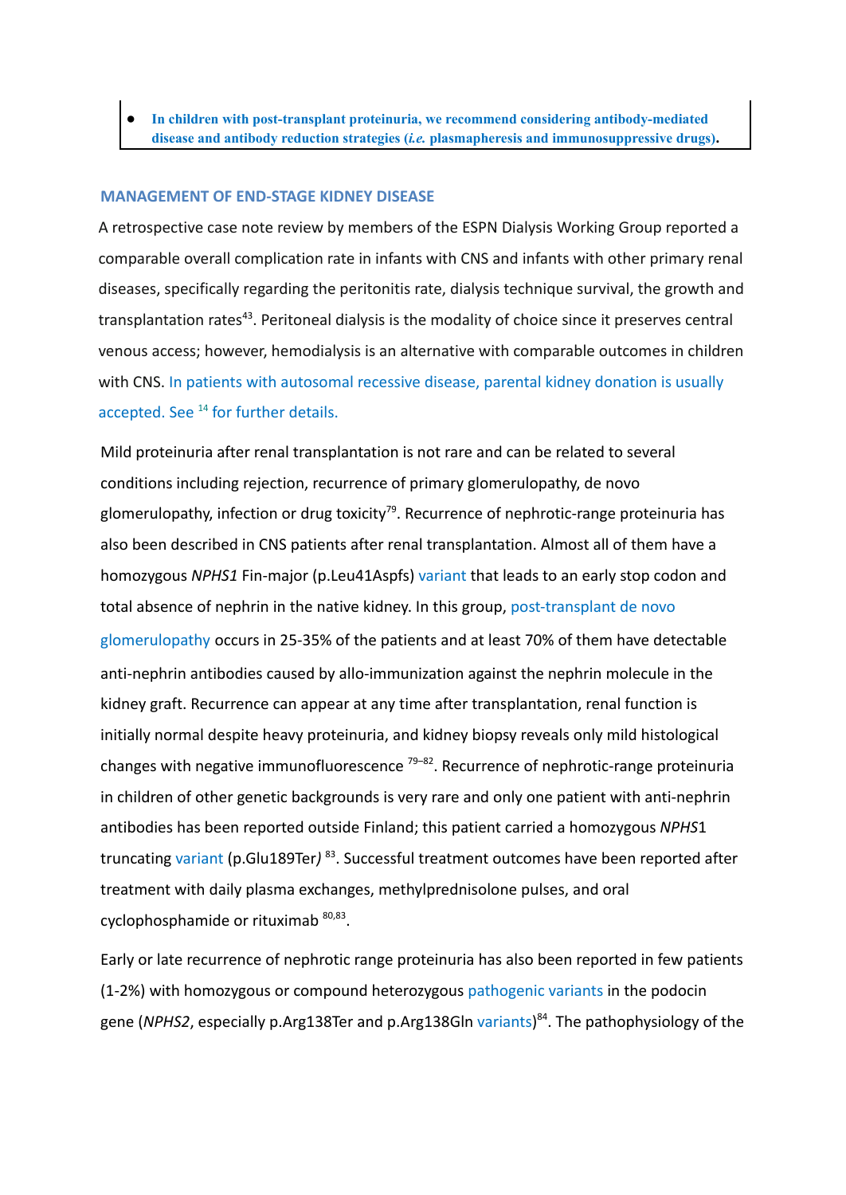- **In children with post-transplant proteinuria, we recommend considering antibody-mediated disease and antibody reduction strategies (*i.e.* plasmapheresis and immunosuppressive drugs).**

## MANAGEMENT OF END-STAGE KIDNEY DISEASE

A retrospective case note review by members of the ESPN Dialysis Working Group reported a comparable overall complication rate in infants with CNS and infants with other primary renal diseases, specifically regarding the peritonitis rate, dialysis technique survival, the growth and transplantation rates[43]. Peritoneal dialysis is the modality of choice since it preserves central venous access; however, hemodialysis is an alternative with comparable outcomes in children with CNS. In patients with autosomal recessive disease, parental kidney donation is usually accepted. See [14] for further details.

Mild proteinuria after renal transplantation is not rare and can be related to several conditions including rejection, recurrence of primary glomerulopathy, de novo glomerulopathy, infection or drug toxicity[79]. Recurrence of nephrotic-range proteinuria has also been described in CNS patients after renal transplantation. Almost all of them have a homozygous *NPHS1* Fin-major (p.Leu41Aspfs) variant that leads to an early stop codon and total absence of nephrin in the native kidney. In this group, post-transplant de novo glomerulopathy occurs in 25-35% of the patients and at least 70% of them have detectable anti-nephrin antibodies caused by allo-immunization against the nephrin molecule in the kidney graft. Recurrence can appear at any time after transplantation, renal function is initially normal despite heavy proteinuria, and kidney biopsy reveals only mild histological changes with negative immunofluorescence [79–82]. Recurrence of nephrotic-range proteinuria in children of other genetic backgrounds is very rare and only one patient with anti-nephrin antibodies has been reported outside Finland; this patient carried a homozygous *NPHS*1 truncating variant (p.Glu189Ter*)* [83]. Successful treatment outcomes have been reported after treatment with daily plasma exchanges, methylprednisolone pulses, and oral cyclophosphamide or rituximab [80,83].

Early or late recurrence of nephrotic range proteinuria has also been reported in few patients (1-2%) with homozygous or compound heterozygous pathogenic variants in the podocin gene (*NPHS2*, especially p.Arg138Ter and p.Arg138Gln variants)[84]. The pathophysiology of the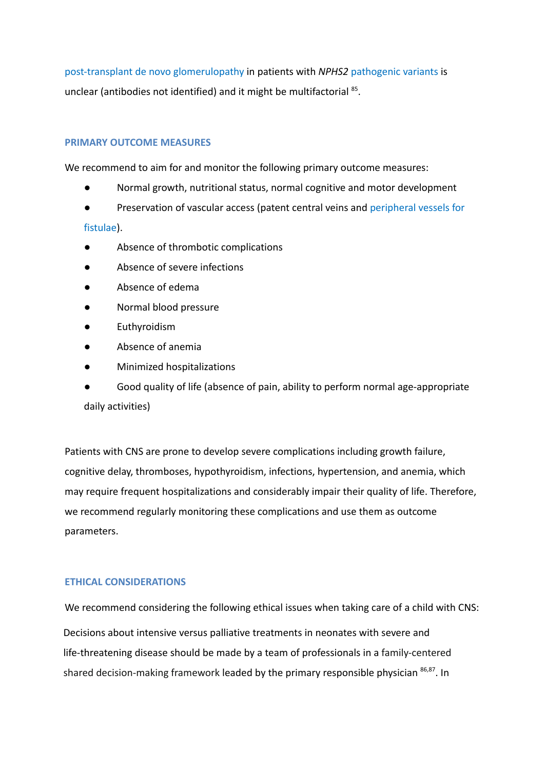post-transplant de novo glomerulopathy in patients with *NPHS2* pathogenic variants is unclear (antibodies not identified) and it might be multifactorial [85].

## PRIMARY OUTCOME MEASURES

We recommend to aim for and monitor the following primary outcome measures:

- Normal growth, nutritional status, normal cognitive and motor development
- Preservation of vascular access (patent central veins and peripheral vessels for fistulae).
- Absence of thrombotic complications
- Absence of severe infections
- Absence of edema
- Normal blood pressure
- Euthyroidism
- Absence of anemia
- Minimized hospitalizations
- Good quality of life (absence of pain, ability to perform normal age-appropriate daily activities)

Patients with CNS are prone to develop severe complications including growth failure, cognitive delay, thromboses, hypothyroidism, infections, hypertension, and anemia, which may require frequent hospitalizations and considerably impair their quality of life. Therefore, we recommend regularly monitoring these complications and use them as outcome parameters.

## ETHICAL CONSIDERATIONS

We recommend considering the following ethical issues when taking care of a child with CNS:

Decisions about intensive versus palliative treatments in neonates with severe and life-threatening disease should be made by a team of professionals in a family-centered shared decision-making framework leaded by the primary responsible physician [86,87]. In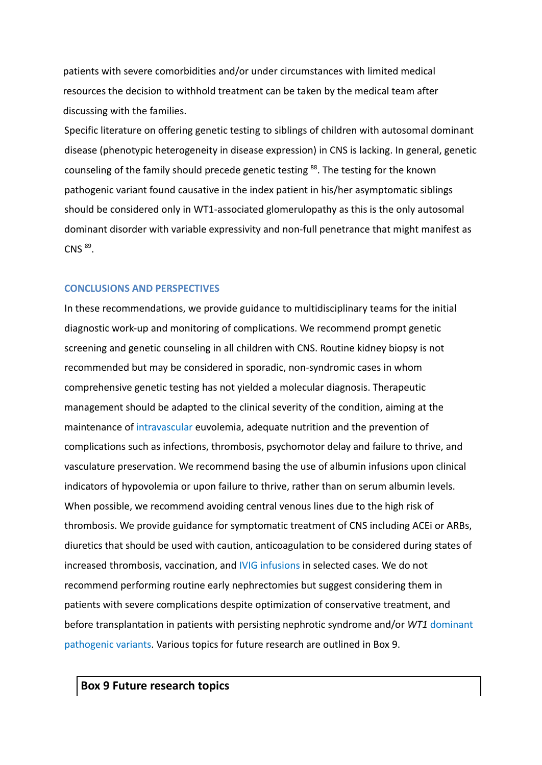patients with severe comorbidities and/or under circumstances with limited medical resources the decision to withhold treatment can be taken by the medical team after discussing with the families.

Specific literature on offering genetic testing to siblings of children with autosomal dominant disease (phenotypic heterogeneity in disease expression) in CNS is lacking. In general, genetic counseling of the family should precede genetic testing [88]. The testing for the known pathogenic variant found causative in the index patient in his/her asymptomatic siblings should be considered only in WT1-associated glomerulopathy as this is the only autosomal dominant disorder with variable expressivity and non-full penetrance that might manifest as CNS [89].

## CONCLUSIONS AND PERSPECTIVES

In these recommendations, we provide guidance to multidisciplinary teams for the initial diagnostic work-up and monitoring of complications. We recommend prompt genetic screening and genetic counseling in all children with CNS. Routine kidney biopsy is not recommended but may be considered in sporadic, non-syndromic cases in whom comprehensive genetic testing has not yielded a molecular diagnosis. Therapeutic management should be adapted to the clinical severity of the condition, aiming at the maintenance of intravascular euvolemia, adequate nutrition and the prevention of complications such as infections, thrombosis, psychomotor delay and failure to thrive, and vasculature preservation. We recommend basing the use of albumin infusions upon clinical indicators of hypovolemia or upon failure to thrive, rather than on serum albumin levels. When possible, we recommend avoiding central venous lines due to the high risk of thrombosis. We provide guidance for symptomatic treatment of CNS including ACEi or ARBs, diuretics that should be used with caution, anticoagulation to be considered during states of increased thrombosis, vaccination, and IVIG infusions in selected cases. We do not recommend performing routine early nephrectomies but suggest considering them in patients with severe complications despite optimization of conservative treatment, and before transplantation in patients with persisting nephrotic syndrome and/or *WT1* dominant pathogenic variants. Various topics for future research are outlined in Box 9.

**Box 9 Future research topics**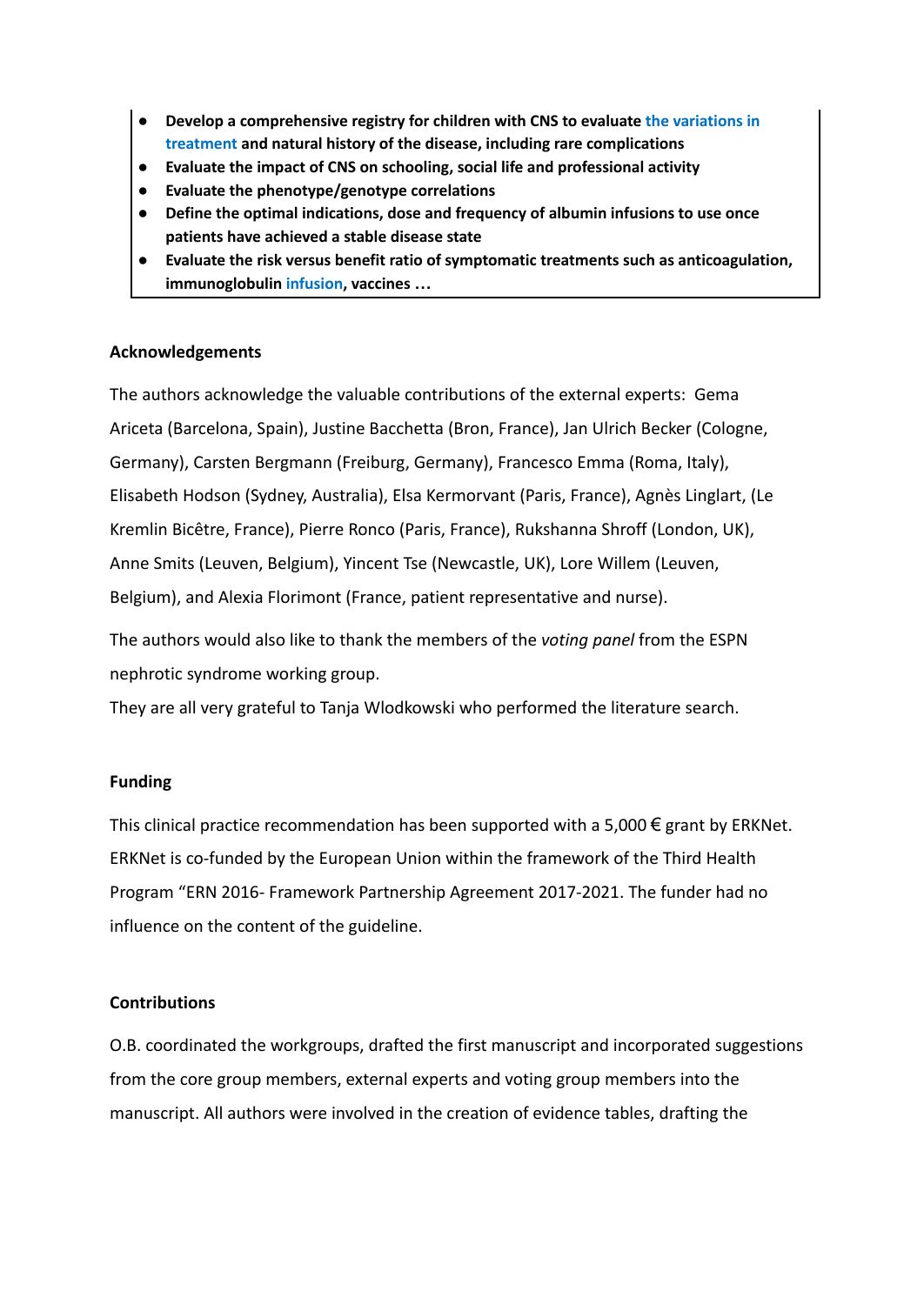- **Develop a comprehensive registry for children with CNS to evaluate the variations in treatment and natural history of the disease, including rare complications**
- **Evaluate the impact of CNS on schooling, social life and professional activity**
- **Evaluate the phenotype/genotype correlations**
- **Define the optimal indications, dose and frequency of albumin infusions to use once patients have achieved a stable disease state**
- **Evaluate the risk versus benefit ratio of symptomatic treatments such as anticoagulation, immunoglobulin infusion, vaccines …**

**Acknowledgements**

The authors acknowledge the valuable contributions of the external experts: Gema Ariceta (Barcelona, Spain), Justine Bacchetta (Bron, France), Jan Ulrich Becker (Cologne, Germany), Carsten Bergmann (Freiburg, Germany), Francesco Emma (Roma, Italy), Elisabeth Hodson (Sydney, Australia), Elsa Kermorvant (Paris, France), Agnès Linglart, (Le Kremlin Bicêtre, France), Pierre Ronco (Paris, France), Rukshanna Shroff (London, UK), Anne Smits (Leuven, Belgium), Yincent Tse (Newcastle, UK), Lore Willem (Leuven, Belgium), and Alexia Florimont (France, patient representative and nurse).

The authors would also like to thank the members of the *voting panel* from the ESPN nephrotic syndrome working group.

They are all very grateful to Tanja Wlodkowski who performed the literature search.

**Funding**

This clinical practice recommendation has been supported with a 5,000 € grant by ERKNet. ERKNet is co-funded by the European Union within the framework of the Third Health Program "ERN 2016- Framework Partnership Agreement 2017-2021. The funder had no influence on the content of the guideline.

**Contributions**

O.B. coordinated the workgroups, drafted the first manuscript and incorporated suggestions from the core group members, external experts and voting group members into the manuscript. All authors were involved in the creation of evidence tables, drafting the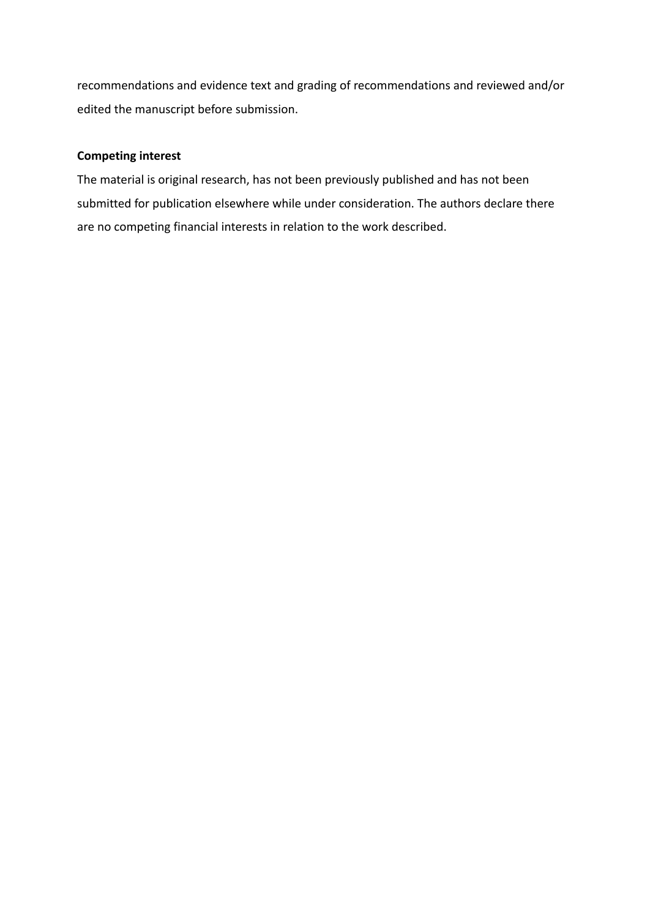recommendations and evidence text and grading of recommendations and reviewed and/or edited the manuscript before submission.

**Competing interest**

The material is original research, has not been previously published and has not been submitted for publication elsewhere while under consideration. The authors declare there are no competing financial interests in relation to the work described.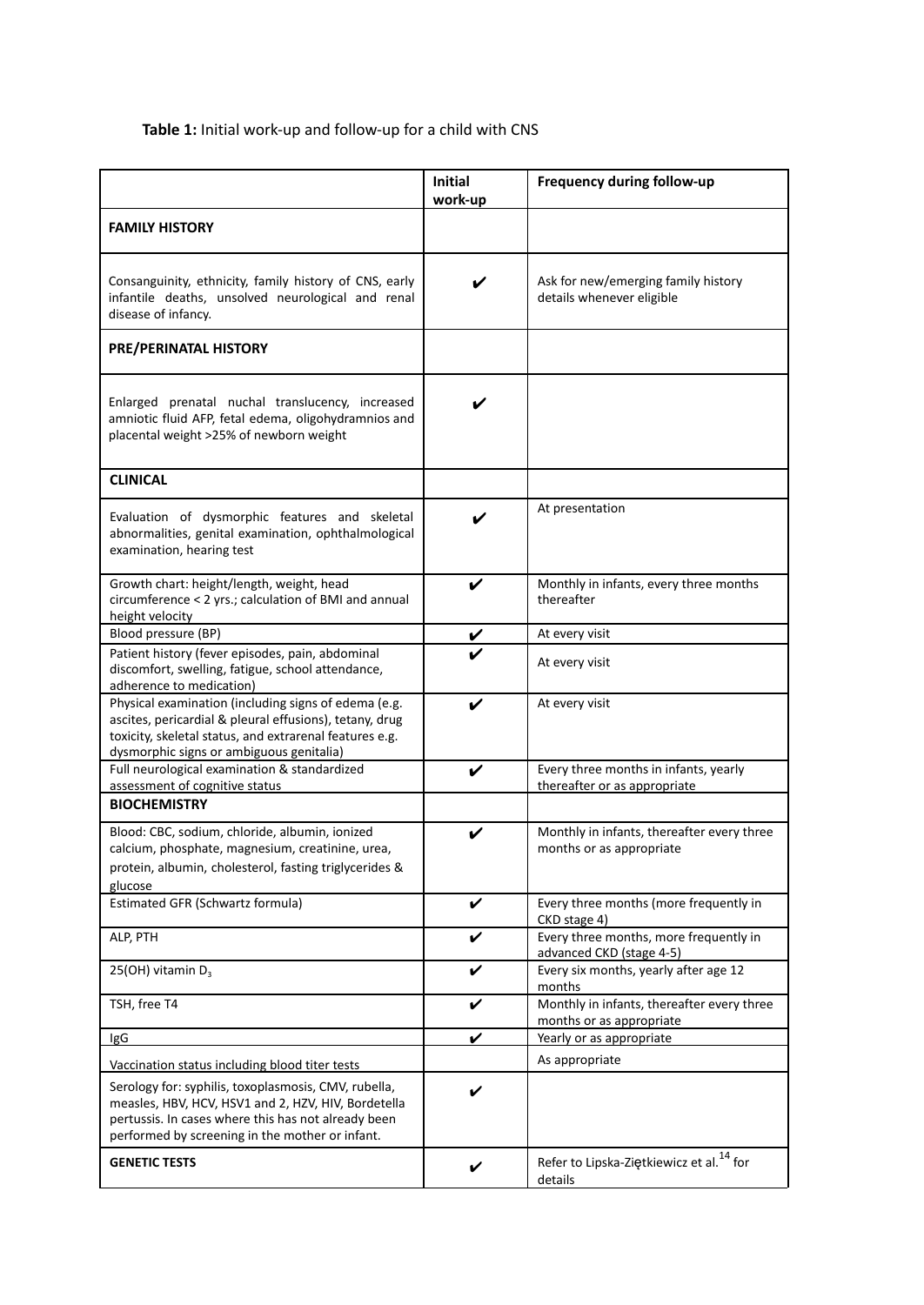**Table 1:** Initial work-up and follow-up for a child with CNS

| | Initial work-up | Frequency during follow-up |
|---|---|---|
| **FAMILY HISTORY** | | |
| Consanguinity, ethnicity, family history of CNS, early infantile deaths, unsolved neurological and renal disease of infancy. | ✔ | Ask for new/emerging family history details whenever eligible |
| **PRE/PERINATAL HISTORY** | | |
| Enlarged prenatal nuchal translucency, increased amniotic fluid AFP, fetal edema, oligohydramnios and placental weight >25% of newborn weight | ✔ | |
| **CLINICAL** | | |
| Evaluation of dysmorphic features and skeletal abnormalities, genital examination, ophthalmological examination, hearing test | ✔ | At presentation |
| Growth chart: height/length, weight, head circumference < 2 yrs.; calculation of BMI and annual height velocity | ✔ | Monthly in infants, every three months thereafter |
| Blood pressure (BP) | ✔ | At every visit |
| Patient history (fever episodes, pain, abdominal discomfort, swelling, fatigue, school attendance, adherence to medication) | ✔ | At every visit |
| Physical examination (including signs of edema (e.g. ascites, pericardial & pleural effusions), tetany, drug toxicity, skeletal status, and extrarenal features e.g. dysmorphic signs or ambiguous genitalia) | ✔ | At every visit |
| Full neurological examination & standardized assessment of cognitive status | ✔ | Every three months in infants, yearly thereafter or as appropriate |
| **BIOCHEMISTRY** | | |
| Blood: CBC, sodium, chloride, albumin, ionized calcium, phosphate, magnesium, creatinine, urea, protein, albumin, cholesterol, fasting triglycerides & glucose | ✔ | Monthly in infants, thereafter every three months or as appropriate |
| Estimated GFR (Schwartz formula) | ✔ | Every three months (more frequently in CKD stage 4) |
| ALP, PTH | ✔ | Every three months, more frequently in advanced CKD (stage 4-5) |
| 25(OH) vitamin $D_3$ | ✔ | Every six months, yearly after age 12 months |
| TSH, free T4 | ✔ | Monthly in infants, thereafter every three months or as appropriate |
| IgG | ✔ | Yearly or as appropriate |
| Vaccination status including blood titer tests | | As appropriate |
| Serology for: syphilis, toxoplasmosis, CMV, rubella, measles, HBV, HCV, HSV1 and 2, HZV, HIV, Bordetella pertussis. In cases where this has not already been performed by screening in the mother or infant. | ✔ | |
| **GENETIC TESTS** | ✔ | Refer to Lipska-Ziętkiewicz et al.[14] for details |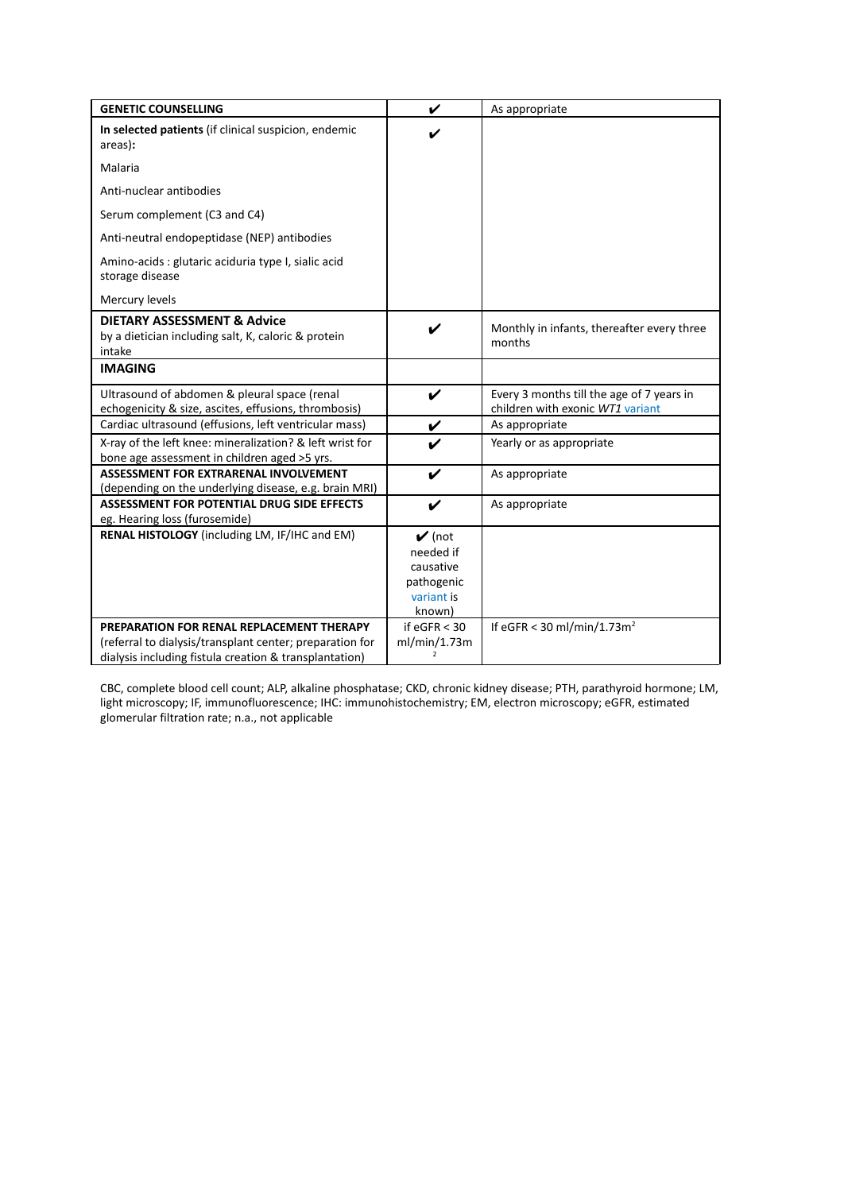| | | |
|---|---|---|
| **GENETIC COUNSELLING** | ✔ | As appropriate |
| **In selected patients** (if clinical suspicion, endemic areas)**:**<br>Malaria<br>Anti-nuclear antibodies<br>Serum complement (C3 and C4)<br>Anti-neutral endopeptidase (NEP) antibodies<br>Amino-acids : glutaric aciduria type I, sialic acid storage disease<br>Mercury levels | ✔ | |
| **DIETARY ASSESSMENT & Advice** by a dietician including salt, K, caloric & protein intake | ✔ | Monthly in infants, thereafter every three months |
| **IMAGING** | | |
| Ultrasound of abdomen & pleural space (renal echogenicity & size, ascites, effusions, thrombosis) | ✔ | Every 3 months till the age of 7 years in children with exonic *WT1* variant |
| Cardiac ultrasound (effusions, left ventricular mass) | ✔ | As appropriate |
| X-ray of the left knee: mineralization? & left wrist for bone age assessment in children aged >5 yrs. | ✔ | Yearly or as appropriate |
| **ASSESSMENT FOR EXTRARENAL INVOLVEMENT** (depending on the underlying disease, e.g. brain MRI) | ✔ | As appropriate |
| **ASSESSMENT FOR POTENTIAL DRUG SIDE EFFECTS** eg. Hearing loss (furosemide) | ✔ | As appropriate |
| **RENAL HISTOLOGY** (including LM, IF/IHC and EM) | ✔ (not needed if causative pathogenic variant is known) | |
| **PREPARATION FOR RENAL REPLACEMENT THERAPY** (referral to dialysis/transplant center; preparation for dialysis including fistula creation & transplantation) | if eGFR < 30 ml/min/1.73m² | If eGFR < 30 ml/min/1.73m² |

CBC, complete blood cell count; ALP, alkaline phosphatase; CKD, chronic kidney disease; PTH, parathyroid hormone; LM, light microscopy; IF, immunofluorescence; IHC: immunohistochemistry; EM, electron microscopy; eGFR, estimated glomerular filtration rate; n.a., not applicable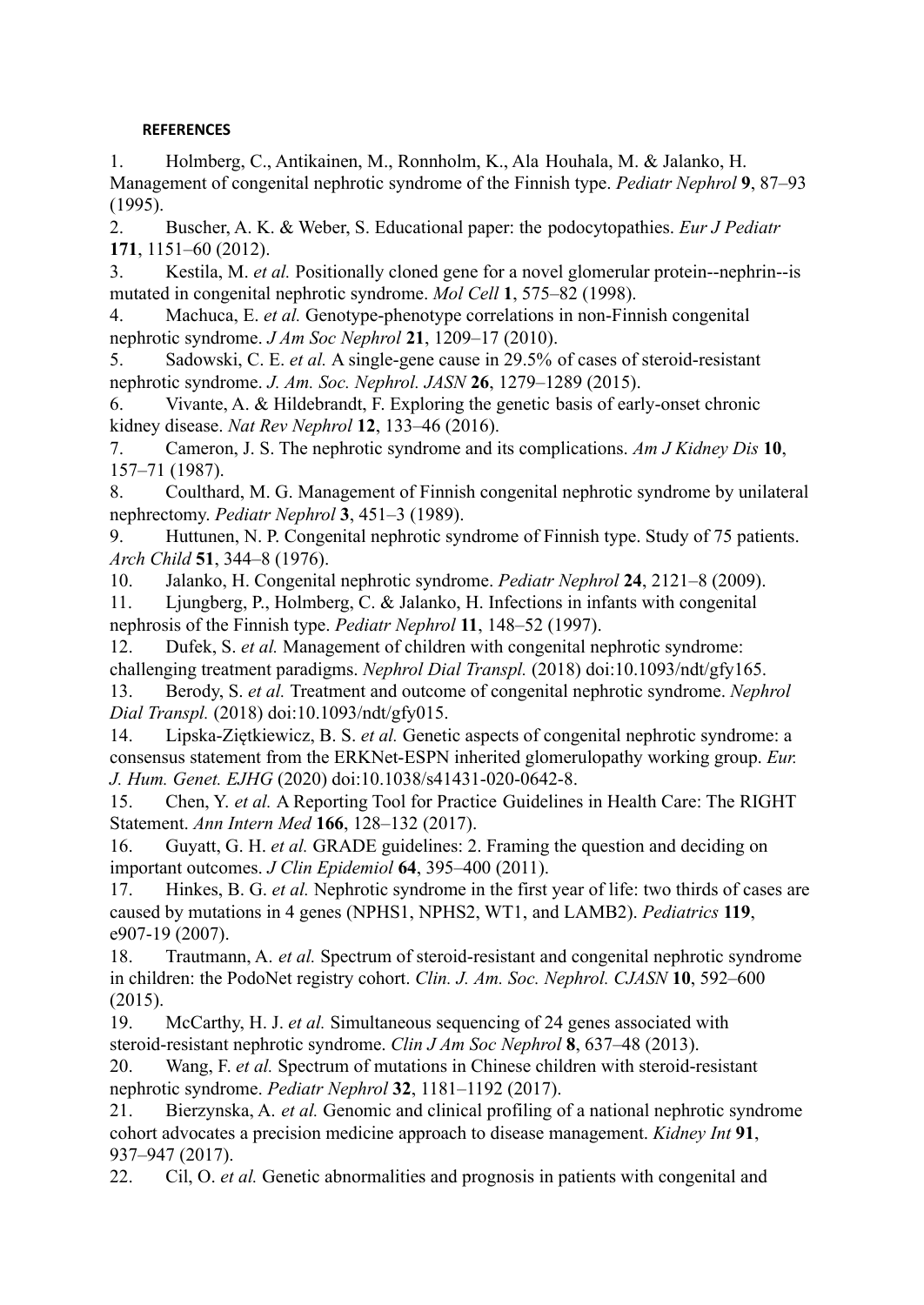**REFERENCES**

1. Holmberg, C., Antikainen, M., Ronnholm, K., Ala Houhala, M. & Jalanko, H. Management of congenital nephrotic syndrome of the Finnish type. *Pediatr Nephrol* **9**, 87–93 (1995).
2. Buscher, A. K. & Weber, S. Educational paper: the podocytopathies. *Eur J Pediatr* **171**, 1151–60 (2012).
3. Kestila, M. *et al.* Positionally cloned gene for a novel glomerular protein--nephrin--is mutated in congenital nephrotic syndrome. *Mol Cell* **1**, 575–82 (1998).
4. Machuca, E. *et al.* Genotype-phenotype correlations in non-Finnish congenital nephrotic syndrome. *J Am Soc Nephrol* **21**, 1209–17 (2010).
5. Sadowski, C. E. *et al.* A single-gene cause in 29.5% of cases of steroid-resistant nephrotic syndrome. *J. Am. Soc. Nephrol. JASN* **26**, 1279–1289 (2015).
6. Vivante, A. & Hildebrandt, F. Exploring the genetic basis of early-onset chronic kidney disease. *Nat Rev Nephrol* **12**, 133–46 (2016).
7. Cameron, J. S. The nephrotic syndrome and its complications. *Am J Kidney Dis* **10**, 157–71 (1987).
8. Coulthard, M. G. Management of Finnish congenital nephrotic syndrome by unilateral nephrectomy. *Pediatr Nephrol* **3**, 451–3 (1989).
9. Huttunen, N. P. Congenital nephrotic syndrome of Finnish type. Study of 75 patients. *Arch Child* **51**, 344–8 (1976).
10. Jalanko, H. Congenital nephrotic syndrome. *Pediatr Nephrol* **24**, 2121–8 (2009).
11. Ljungberg, P., Holmberg, C. & Jalanko, H. Infections in infants with congenital nephrosis of the Finnish type. *Pediatr Nephrol* **11**, 148–52 (1997).
12. Dufek, S. *et al.* Management of children with congenital nephrotic syndrome: challenging treatment paradigms. *Nephrol Dial Transpl.* (2018) doi:10.1093/ndt/gfy165.
13. Berody, S. *et al.* Treatment and outcome of congenital nephrotic syndrome. *Nephrol Dial Transpl.* (2018) doi:10.1093/ndt/gfy015.
14. Lipska-Ziętkiewicz, B. S. *et al.* Genetic aspects of congenital nephrotic syndrome: a consensus statement from the ERKNet-ESPN inherited glomerulopathy working group. *Eur. J. Hum. Genet. EJHG* (2020) doi:10.1038/s41431-020-0642-8.
15. Chen, Y. *et al.* A Reporting Tool for Practice Guidelines in Health Care: The RIGHT Statement. *Ann Intern Med* **166**, 128–132 (2017).
16. Guyatt, G. H. *et al.* GRADE guidelines: 2. Framing the question and deciding on important outcomes. *J Clin Epidemiol* **64**, 395–400 (2011).
17. Hinkes, B. G. *et al.* Nephrotic syndrome in the first year of life: two thirds of cases are caused by mutations in 4 genes (NPHS1, NPHS2, WT1, and LAMB2). *Pediatrics* **119**, e907-19 (2007).
18. Trautmann, A. *et al.* Spectrum of steroid-resistant and congenital nephrotic syndrome in children: the PodoNet registry cohort. *Clin. J. Am. Soc. Nephrol. CJASN* **10**, 592–600 (2015).
19. McCarthy, H. J. *et al.* Simultaneous sequencing of 24 genes associated with steroid-resistant nephrotic syndrome. *Clin J Am Soc Nephrol* **8**, 637–48 (2013).
20. Wang, F. *et al.* Spectrum of mutations in Chinese children with steroid-resistant nephrotic syndrome. *Pediatr Nephrol* **32**, 1181–1192 (2017).
21. Bierzynska, A. *et al.* Genomic and clinical profiling of a national nephrotic syndrome cohort advocates a precision medicine approach to disease management. *Kidney Int* **91**, 937–947 (2017).
22. Cil, O. *et al.* Genetic abnormalities and prognosis in patients with congenital and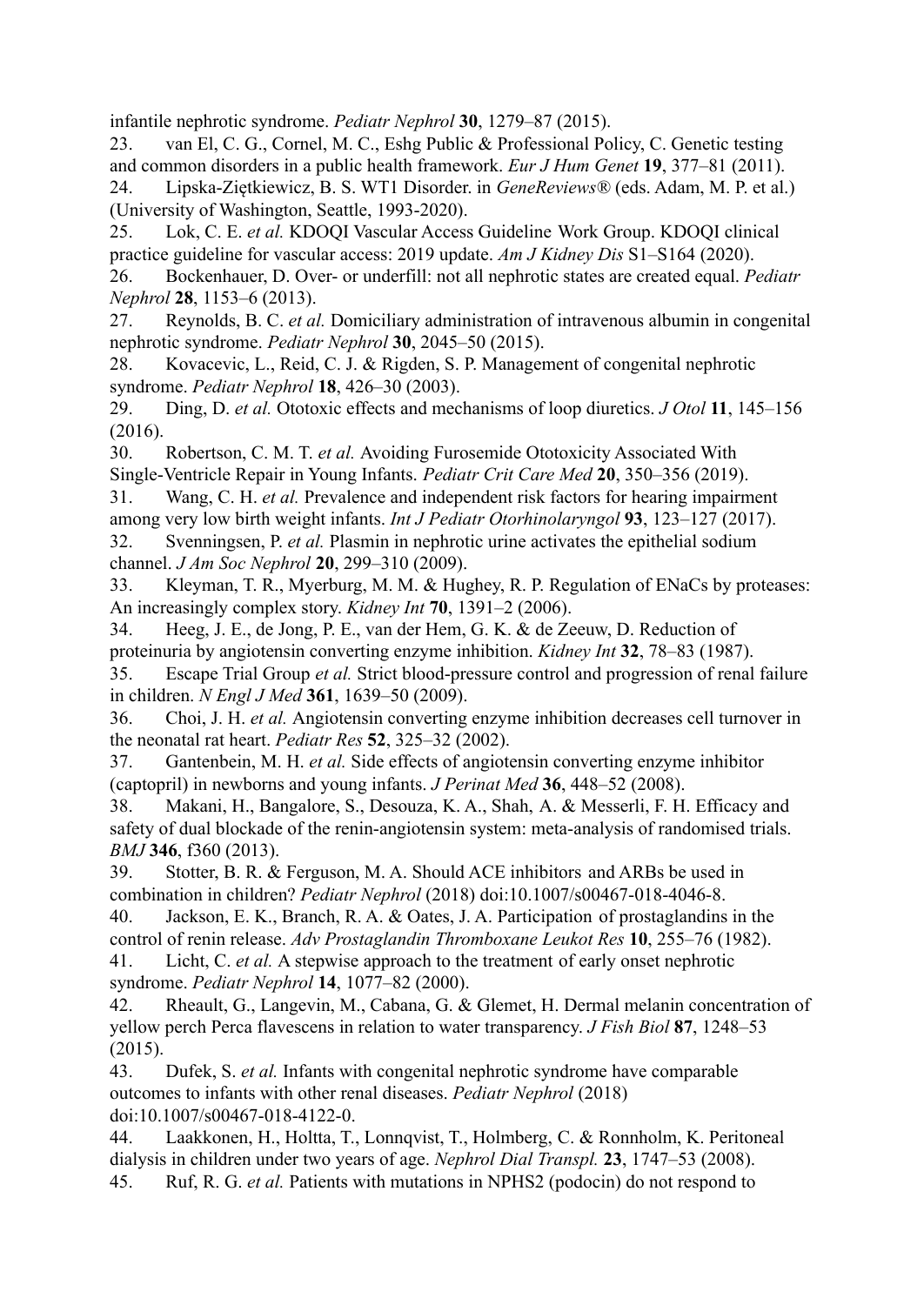infantile nephrotic syndrome. *Pediatr Nephrol* **30**, 1279–87 (2015).

23. van El, C. G., Cornel, M. C., Eshg Public & Professional Policy, C. Genetic testing and common disorders in a public health framework. *Eur J Hum Genet* **19**, 377–81 (2011).

24. Lipska-Ziętkiewicz, B. S. WT1 Disorder. in *GeneReviews®* (eds. Adam, M. P. et al.) (University of Washington, Seattle, 1993-2020).

25. Lok, C. E. *et al.* KDOQI Vascular Access Guideline Work Group. KDOQI clinical practice guideline for vascular access: 2019 update. *Am J Kidney Dis* S1–S164 (2020).

26. Bockenhauer, D. Over- or underfill: not all nephrotic states are created equal. *Pediatr Nephrol* **28**, 1153–6 (2013).

27. Reynolds, B. C. *et al.* Domiciliary administration of intravenous albumin in congenital nephrotic syndrome. *Pediatr Nephrol* **30**, 2045–50 (2015).

28. Kovacevic, L., Reid, C. J. & Rigden, S. P. Management of congenital nephrotic syndrome. *Pediatr Nephrol* **18**, 426–30 (2003).

29. Ding, D. *et al.* Ototoxic effects and mechanisms of loop diuretics. *J Otol* **11**, 145–156 (2016).

30. Robertson, C. M. T. *et al.* Avoiding Furosemide Ototoxicity Associated With Single-Ventricle Repair in Young Infants. *Pediatr Crit Care Med* **20**, 350–356 (2019).

31. Wang, C. H. *et al.* Prevalence and independent risk factors for hearing impairment among very low birth weight infants. *Int J Pediatr Otorhinolaryngol* **93**, 123–127 (2017).

32. Svenningsen, P. *et al.* Plasmin in nephrotic urine activates the epithelial sodium channel. *J Am Soc Nephrol* **20**, 299–310 (2009).

33. Kleyman, T. R., Myerburg, M. M. & Hughey, R. P. Regulation of ENaCs by proteases: An increasingly complex story. *Kidney Int* **70**, 1391–2 (2006).

34. Heeg, J. E., de Jong, P. E., van der Hem, G. K. & de Zeeuw, D. Reduction of proteinuria by angiotensin converting enzyme inhibition. *Kidney Int* **32**, 78–83 (1987).

35. Escape Trial Group *et al.* Strict blood-pressure control and progression of renal failure in children. *N Engl J Med* **361**, 1639–50 (2009).

36. Choi, J. H. *et al.* Angiotensin converting enzyme inhibition decreases cell turnover in the neonatal rat heart. *Pediatr Res* **52**, 325–32 (2002).

37. Gantenbein, M. H. *et al.* Side effects of angiotensin converting enzyme inhibitor (captopril) in newborns and young infants. *J Perinat Med* **36**, 448–52 (2008).

38. Makani, H., Bangalore, S., Desouza, K. A., Shah, A. & Messerli, F. H. Efficacy and safety of dual blockade of the renin-angiotensin system: meta-analysis of randomised trials. *BMJ* **346**, f360 (2013).

39. Stotter, B. R. & Ferguson, M. A. Should ACE inhibitors and ARBs be used in combination in children? *Pediatr Nephrol* (2018) doi:10.1007/s00467-018-4046-8.

40. Jackson, E. K., Branch, R. A. & Oates, J. A. Participation of prostaglandins in the control of renin release. *Adv Prostaglandin Thromboxane Leukot Res* **10**, 255–76 (1982).

41. Licht, C. *et al.* A stepwise approach to the treatment of early onset nephrotic syndrome. *Pediatr Nephrol* **14**, 1077–82 (2000).

42. Rheault, G., Langevin, M., Cabana, G. & Glemet, H. Dermal melanin concentration of yellow perch Perca flavescens in relation to water transparency. *J Fish Biol* **87**, 1248–53 (2015).

43. Dufek, S. *et al.* Infants with congenital nephrotic syndrome have comparable outcomes to infants with other renal diseases. *Pediatr Nephrol* (2018) doi:10.1007/s00467-018-4122-0.

44. Laakkonen, H., Holtta, T., Lonnqvist, T., Holmberg, C. & Ronnholm, K. Peritoneal dialysis in children under two years of age. *Nephrol Dial Transpl.* **23**, 1747–53 (2008).

45. Ruf, R. G. *et al.* Patients with mutations in NPHS2 (podocin) do not respond to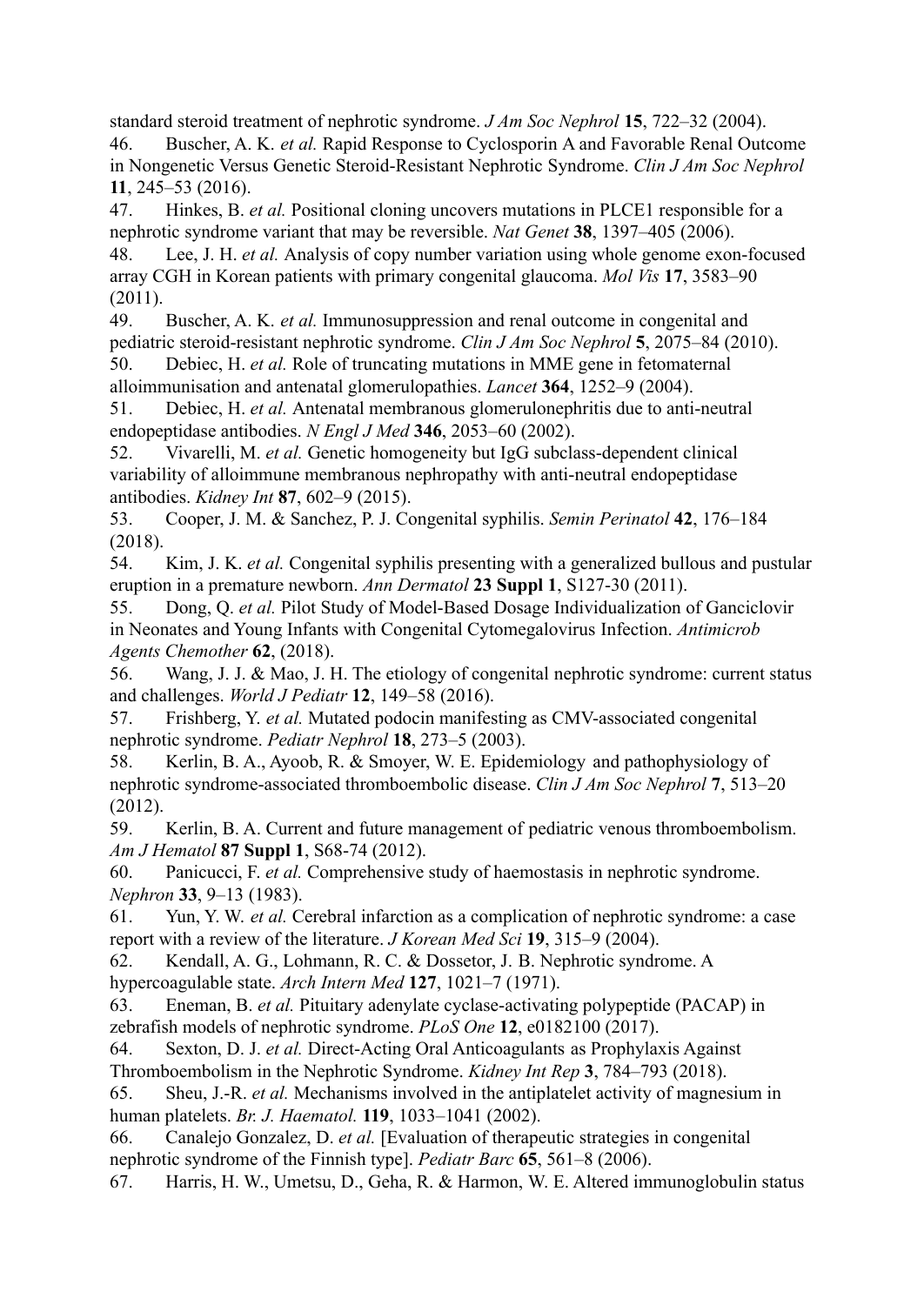standard steroid treatment of nephrotic syndrome. *J Am Soc Nephrol* **15**, 722–32 (2004).

46. Buscher, A. K. *et al.* Rapid Response to Cyclosporin A and Favorable Renal Outcome in Nongenetic Versus Genetic Steroid-Resistant Nephrotic Syndrome. *Clin J Am Soc Nephrol* **11**, 245–53 (2016).

47. Hinkes, B. *et al.* Positional cloning uncovers mutations in PLCE1 responsible for a nephrotic syndrome variant that may be reversible. *Nat Genet* **38**, 1397–405 (2006).

48. Lee, J. H. *et al.* Analysis of copy number variation using whole genome exon-focused array CGH in Korean patients with primary congenital glaucoma. *Mol Vis* **17**, 3583–90 (2011).

49. Buscher, A. K. *et al.* Immunosuppression and renal outcome in congenital and pediatric steroid-resistant nephrotic syndrome. *Clin J Am Soc Nephrol* **5**, 2075–84 (2010).

50. Debiec, H. *et al.* Role of truncating mutations in MME gene in fetomaternal alloimmunisation and antenatal glomerulopathies. *Lancet* **364**, 1252–9 (2004).

51. Debiec, H. *et al.* Antenatal membranous glomerulonephritis due to anti-neutral endopeptidase antibodies. *N Engl J Med* **346**, 2053–60 (2002).

52. Vivarelli, M. *et al.* Genetic homogeneity but IgG subclass-dependent clinical variability of alloimmune membranous nephropathy with anti-neutral endopeptidase antibodies. *Kidney Int* **87**, 602–9 (2015).

53. Cooper, J. M. & Sanchez, P. J. Congenital syphilis. *Semin Perinatol* **42**, 176–184 (2018).

54. Kim, J. K. *et al.* Congenital syphilis presenting with a generalized bullous and pustular eruption in a premature newborn. *Ann Dermatol* **23 Suppl 1**, S127-30 (2011).

55. Dong, Q. *et al.* Pilot Study of Model-Based Dosage Individualization of Ganciclovir in Neonates and Young Infants with Congenital Cytomegalovirus Infection. *Antimicrob Agents Chemother* **62**, (2018).

56. Wang, J. J. & Mao, J. H. The etiology of congenital nephrotic syndrome: current status and challenges. *World J Pediatr* **12**, 149–58 (2016).

57. Frishberg, Y. *et al.* Mutated podocin manifesting as CMV-associated congenital nephrotic syndrome. *Pediatr Nephrol* **18**, 273–5 (2003).

58. Kerlin, B. A., Ayoob, R. & Smoyer, W. E. Epidemiology and pathophysiology of nephrotic syndrome-associated thromboembolic disease. *Clin J Am Soc Nephrol* **7**, 513–20 (2012).

59. Kerlin, B. A. Current and future management of pediatric venous thromboembolism. *Am J Hematol* **87 Suppl 1**, S68-74 (2012).

60. Panicucci, F. *et al.* Comprehensive study of haemostasis in nephrotic syndrome. *Nephron* **33**, 9–13 (1983).

61. Yun, Y. W. *et al.* Cerebral infarction as a complication of nephrotic syndrome: a case report with a review of the literature. *J Korean Med Sci* **19**, 315–9 (2004).

62. Kendall, A. G., Lohmann, R. C. & Dossetor, J. B. Nephrotic syndrome. A hypercoagulable state. *Arch Intern Med* **127**, 1021–7 (1971).

63. Eneman, B. *et al.* Pituitary adenylate cyclase-activating polypeptide (PACAP) in zebrafish models of nephrotic syndrome. *PLoS One* **12**, e0182100 (2017).

64. Sexton, D. J. *et al.* Direct-Acting Oral Anticoagulants as Prophylaxis Against Thromboembolism in the Nephrotic Syndrome. *Kidney Int Rep* **3**, 784–793 (2018).

65. Sheu, J.-R. *et al.* Mechanisms involved in the antiplatelet activity of magnesium in human platelets. *Br. J. Haematol.* **119**, 1033–1041 (2002).

66. Canalejo Gonzalez, D. *et al.* [Evaluation of therapeutic strategies in congenital nephrotic syndrome of the Finnish type]. *Pediatr Barc* **65**, 561–8 (2006).

67. Harris, H. W., Umetsu, D., Geha, R. & Harmon, W. E. Altered immunoglobulin status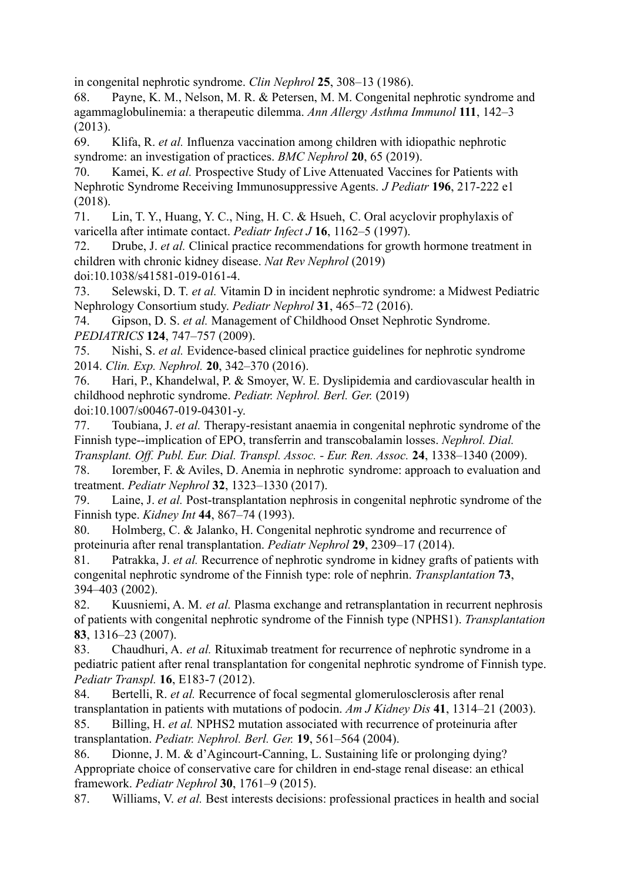in congenital nephrotic syndrome. *Clin Nephrol* **25**, 308–13 (1986).

68. Payne, K. M., Nelson, M. R. & Petersen, M. M. Congenital nephrotic syndrome and agammaglobulinemia: a therapeutic dilemma. *Ann Allergy Asthma Immunol* **111**, 142–3 (2013).

69. Klifa, R. *et al.* Influenza vaccination among children with idiopathic nephrotic syndrome: an investigation of practices. *BMC Nephrol* **20**, 65 (2019).

70. Kamei, K. *et al.* Prospective Study of Live Attenuated Vaccines for Patients with Nephrotic Syndrome Receiving Immunosuppressive Agents. *J Pediatr* **196**, 217-222 e1 (2018).

71. Lin, T. Y., Huang, Y. C., Ning, H. C. & Hsueh, C. Oral acyclovir prophylaxis of varicella after intimate contact. *Pediatr Infect J* **16**, 1162–5 (1997).

72. Drube, J. *et al.* Clinical practice recommendations for growth hormone treatment in children with chronic kidney disease. *Nat Rev Nephrol* (2019) doi:10.1038/s41581-019-0161-4.

73. Selewski, D. T. *et al.* Vitamin D in incident nephrotic syndrome: a Midwest Pediatric Nephrology Consortium study. *Pediatr Nephrol* **31**, 465–72 (2016).

74. Gipson, D. S. *et al.* Management of Childhood Onset Nephrotic Syndrome. *PEDIATRICS* **124**, 747–757 (2009).

75. Nishi, S. *et al.* Evidence-based clinical practice guidelines for nephrotic syndrome 2014. *Clin. Exp. Nephrol.* **20**, 342–370 (2016).

76. Hari, P., Khandelwal, P. & Smoyer, W. E. Dyslipidemia and cardiovascular health in childhood nephrotic syndrome. *Pediatr. Nephrol. Berl. Ger.* (2019) doi:10.1007/s00467-019-04301-y.

77. Toubiana, J. *et al.* Therapy-resistant anaemia in congenital nephrotic syndrome of the Finnish type--implication of EPO, transferrin and transcobalamin losses. *Nephrol. Dial. Transplant. Off. Publ. Eur. Dial. Transpl. Assoc. - Eur. Ren. Assoc.* **24**, 1338–1340 (2009).

78. Iorember, F. & Aviles, D. Anemia in nephrotic syndrome: approach to evaluation and treatment. *Pediatr Nephrol* **32**, 1323–1330 (2017).

79. Laine, J. *et al.* Post-transplantation nephrosis in congenital nephrotic syndrome of the Finnish type. *Kidney Int* **44**, 867–74 (1993).

80. Holmberg, C. & Jalanko, H. Congenital nephrotic syndrome and recurrence of proteinuria after renal transplantation. *Pediatr Nephrol* **29**, 2309–17 (2014).

81. Patrakka, J. *et al.* Recurrence of nephrotic syndrome in kidney grafts of patients with congenital nephrotic syndrome of the Finnish type: role of nephrin. *Transplantation* **73**, 394–403 (2002).

82. Kuusniemi, A. M. *et al.* Plasma exchange and retransplantation in recurrent nephrosis of patients with congenital nephrotic syndrome of the Finnish type (NPHS1). *Transplantation* **83**, 1316–23 (2007).

83. Chaudhuri, A. *et al.* Rituximab treatment for recurrence of nephrotic syndrome in a pediatric patient after renal transplantation for congenital nephrotic syndrome of Finnish type. *Pediatr Transpl.* **16**, E183-7 (2012).

84. Bertelli, R. *et al.* Recurrence of focal segmental glomerulosclerosis after renal transplantation in patients with mutations of podocin. *Am J Kidney Dis* **41**, 1314–21 (2003).

85. Billing, H. *et al.* NPHS2 mutation associated with recurrence of proteinuria after transplantation. *Pediatr. Nephrol. Berl. Ger.* **19**, 561–564 (2004).

86. Dionne, J. M. & d'Agincourt-Canning, L. Sustaining life or prolonging dying? Appropriate choice of conservative care for children in end-stage renal disease: an ethical framework. *Pediatr Nephrol* **30**, 1761–9 (2015).

87. Williams, V. *et al.* Best interests decisions: professional practices in health and social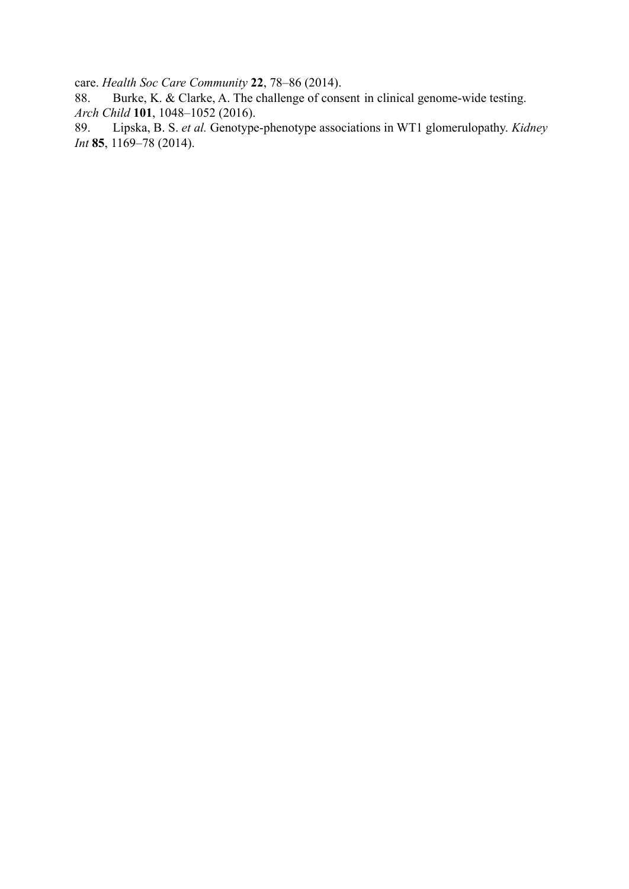care. *Health Soc Care Community* **22**, 78–86 (2014).

88. Burke, K. & Clarke, A. The challenge of consent in clinical genome-wide testing. *Arch Child* **101**, 1048–1052 (2016).

89. Lipska, B. S. *et al.* Genotype-phenotype associations in WT1 glomerulopathy. *Kidney Int* **85**, 1169–78 (2014).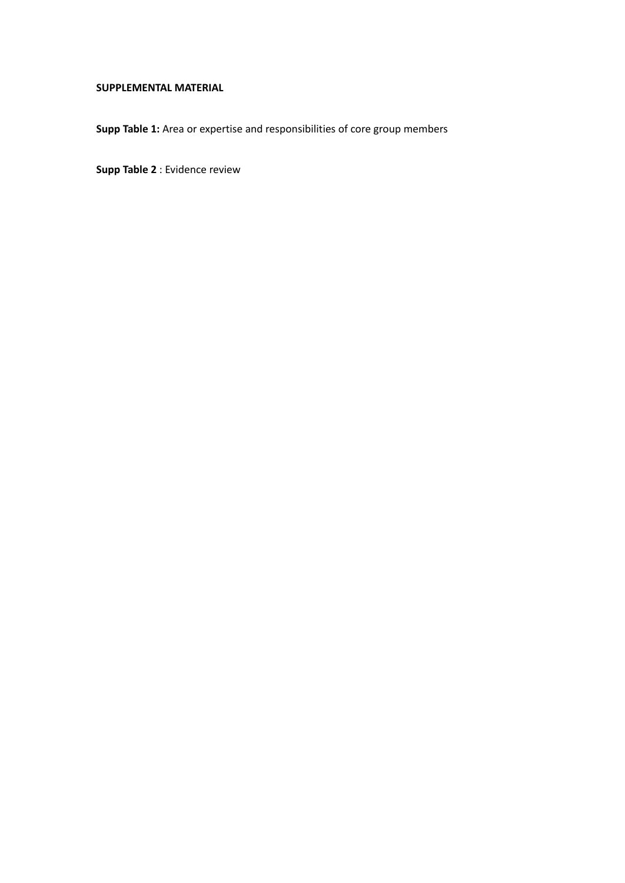**SUPPLEMENTAL MATERIAL**

**Supp Table 1:** Area or expertise and responsibilities of core group members

**Supp Table 2** : Evidence review